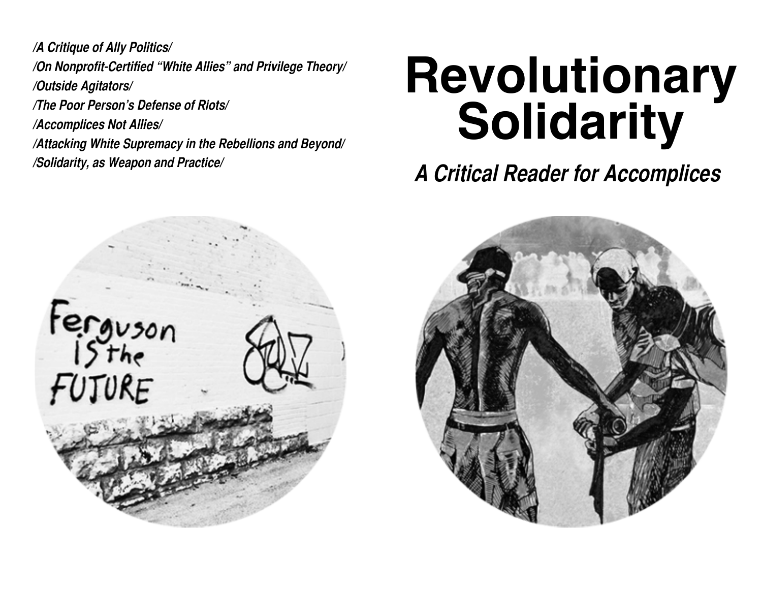*/A Critique of Ally Politics/*
*/On Nonprofit-Certified "White Allies" and Privilege Theory/*
*/Outside Agitators/*
*/The Poor Person's Defense of Riots/*
*/Accomplices Not Allies/*
*/Attacking White Supremacy in the Rebellions and Beyond/*
*/Solidarity, as Weapon and Practice/*

# Revolutionary Solidarity

## *A Critical Reader for Accomplices*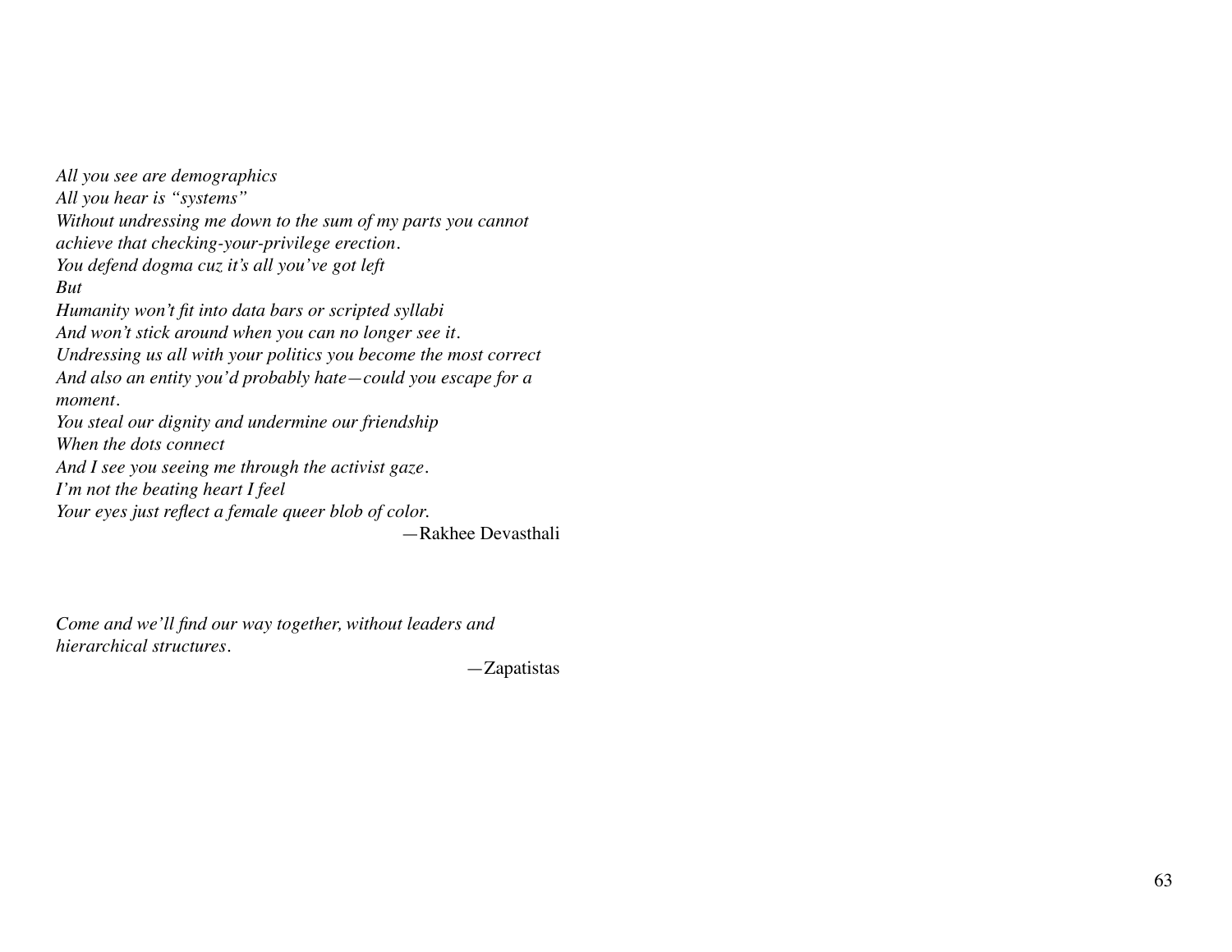*All you see are demographics*
*All you hear is “systems”*
*Without undressing me down to the sum of my parts you cannot achieve that checking-your-privilege erection.*
*You defend dogma cuz it’s all you’ve got left*
*But*
*Humanity won’t fit into data bars or scripted syllabi*
*And won’t stick around when you can no longer see it.*
*Undressing us all with your politics you become the most correct*
*And also an entity you’d probably hate—could you escape for a moment.*
*You steal our dignity and undermine our friendship*
*When the dots connect*
*And I see you seeing me through the activist gaze.*
*I’m not the beating heart I feel*
*Your eyes just reflect a female queer blob of color.*

—Rakhee Devasthali

*Come and we’ll find our way together, without leaders and hierarchical structures.*

—Zapatistas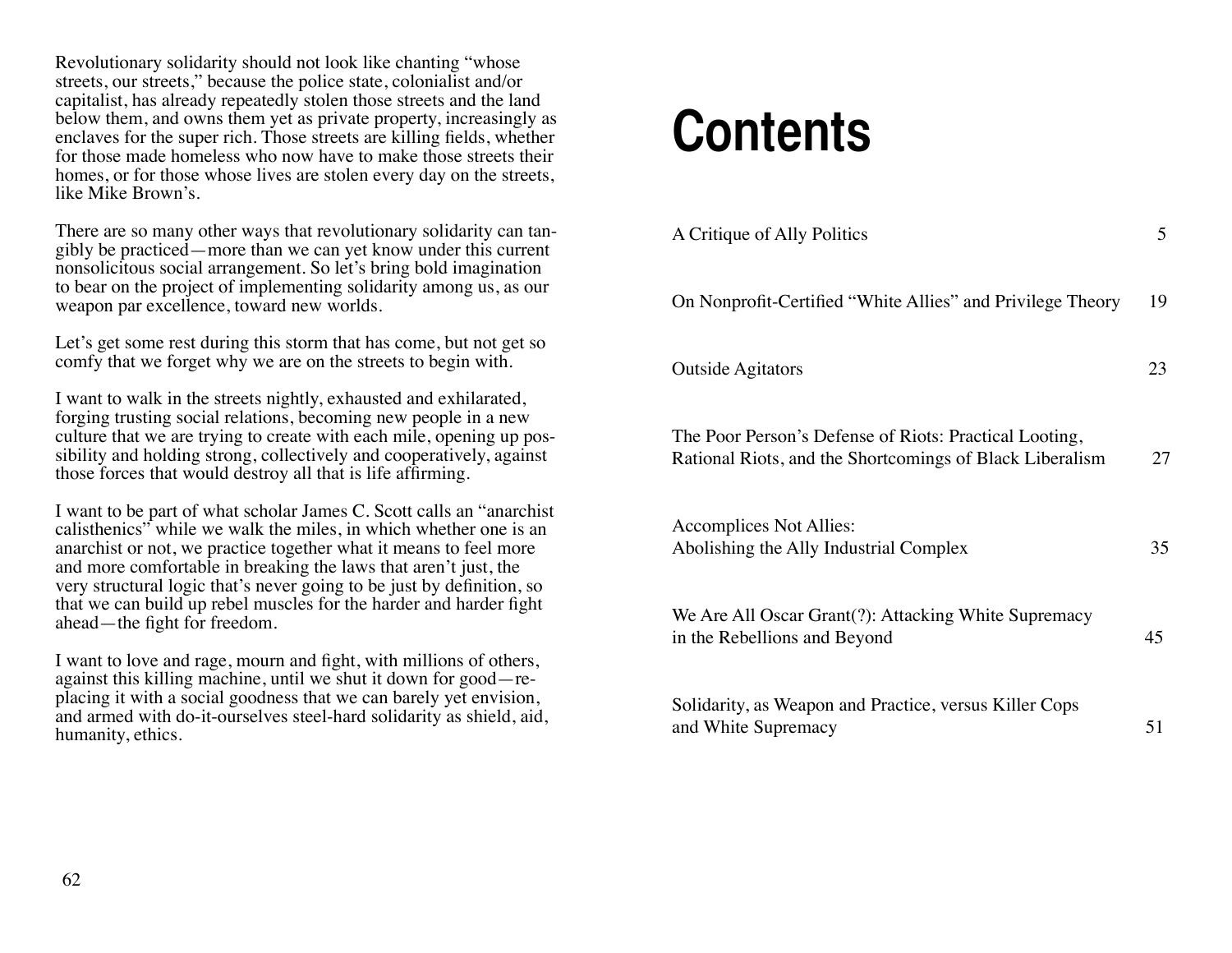Revolutionary solidarity should not look like chanting "whose streets, our streets," because the police state, colonialist and/or capitalist, has already repeatedly stolen those streets and the land below them, and owns them yet as private property, increasingly as enclaves for the super rich. Those streets are killing fields, whether for those made homeless who now have to make those streets their homes, or for those whose lives are stolen every day on the streets, like Mike Brown's.

There are so many other ways that revolutionary solidarity can tangibly be practiced—more than we can yet know under this current nonsolicitous social arrangement. So let's bring bold imagination to bear on the project of implementing solidarity among us, as our weapon par excellence, toward new worlds.

Let's get some rest during this storm that has come, but not get so comfy that we forget why we are on the streets to begin with.

I want to walk in the streets nightly, exhausted and exhilarated, forging trusting social relations, becoming new people in a new culture that we are trying to create with each mile, opening up possibility and holding strong, collectively and cooperatively, against those forces that would destroy all that is life affirming.

I want to be part of what scholar James C. Scott calls an "anarchist calisthenics" while we walk the miles, in which whether one is an anarchist or not, we practice together what it means to feel more and more comfortable in breaking the laws that aren't just, the very structural logic that's never going to be just by definition, so that we can build up rebel muscles for the harder and harder fight ahead—the fight for freedom.

I want to love and rage, mourn and fight, with millions of others, against this killing machine, until we shut it down for good—replacing it with a social goodness that we can barely yet envision, and armed with do-it-ourselves steel-hard solidarity as shield, aid, humanity, ethics.

# Contents

| | |
|---|---|
| A Critique of Ally Politics | 5 |
| On Nonprofit-Certified "White Allies" and Privilege Theory | 19 |
| Outside Agitators | 23 |
| The Poor Person's Defense of Riots: Practical Looting, Rational Riots, and the Shortcomings of Black Liberalism | 27 |
| Accomplices Not Allies: Abolishing the Ally Industrial Complex | 35 |
| We Are All Oscar Grant(?): Attacking White Supremacy in the Rebellions and Beyond | 45 |
| Solidarity, as Weapon and Practice, versus Killer Cops and White Supremacy | 51 |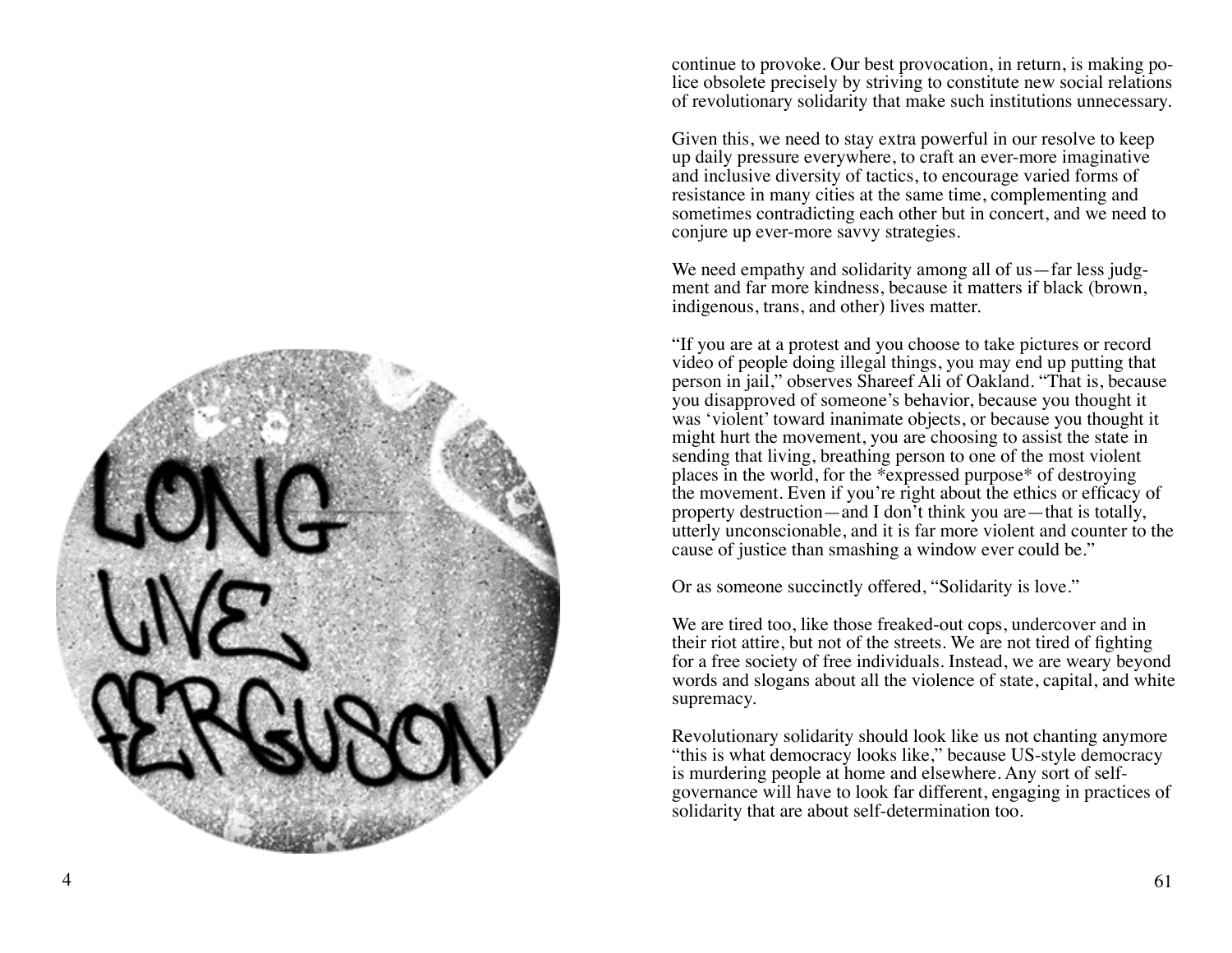continue to provoke. Our best provocation, in return, is making police obsolete precisely by striving to constitute new social relations of revolutionary solidarity that make such institutions unnecessary.

Given this, we need to stay extra powerful in our resolve to keep up daily pressure everywhere, to craft an ever-more imaginative and inclusive diversity of tactics, to encourage varied forms of resistance in many cities at the same time, complementing and sometimes contradicting each other but in concert, and we need to conjure up ever-more savvy strategies.

We need empathy and solidarity among all of us—far less judgment and far more kindness, because it matters if black (brown, indigenous, trans, and other) lives matter.

"If you are at a protest and you choose to take pictures or record video of people doing illegal things, you may end up putting that person in jail," observes Shareef Ali of Oakland. "That is, because you disapproved of someone's behavior, because you thought it was 'violent' toward inanimate objects, or because you thought it might hurt the movement, you are choosing to assist the state in sending that living, breathing person to one of the most violent places in the world, for the *expressed purpose* of destroying the movement. Even if you're right about the ethics or efficacy of property destruction—and I don't think you are—that is totally, utterly unconscionable, and it is far more violent and counter to the cause of justice than smashing a window ever could be."

Or as someone succinctly offered, "Solidarity is love."

We are tired too, like those freaked-out cops, undercover and in their riot attire, but not of the streets. We are not tired of fighting for a free society of free individuals. Instead, we are weary beyond words and slogans about all the violence of state, capital, and white supremacy.

Revolutionary solidarity should look like us not chanting anymore "this is what democracy looks like," because US-style democracy is murdering people at home and elsewhere. Any sort of self-governance will have to look far different, engaging in practices of solidarity that are about self-determination too.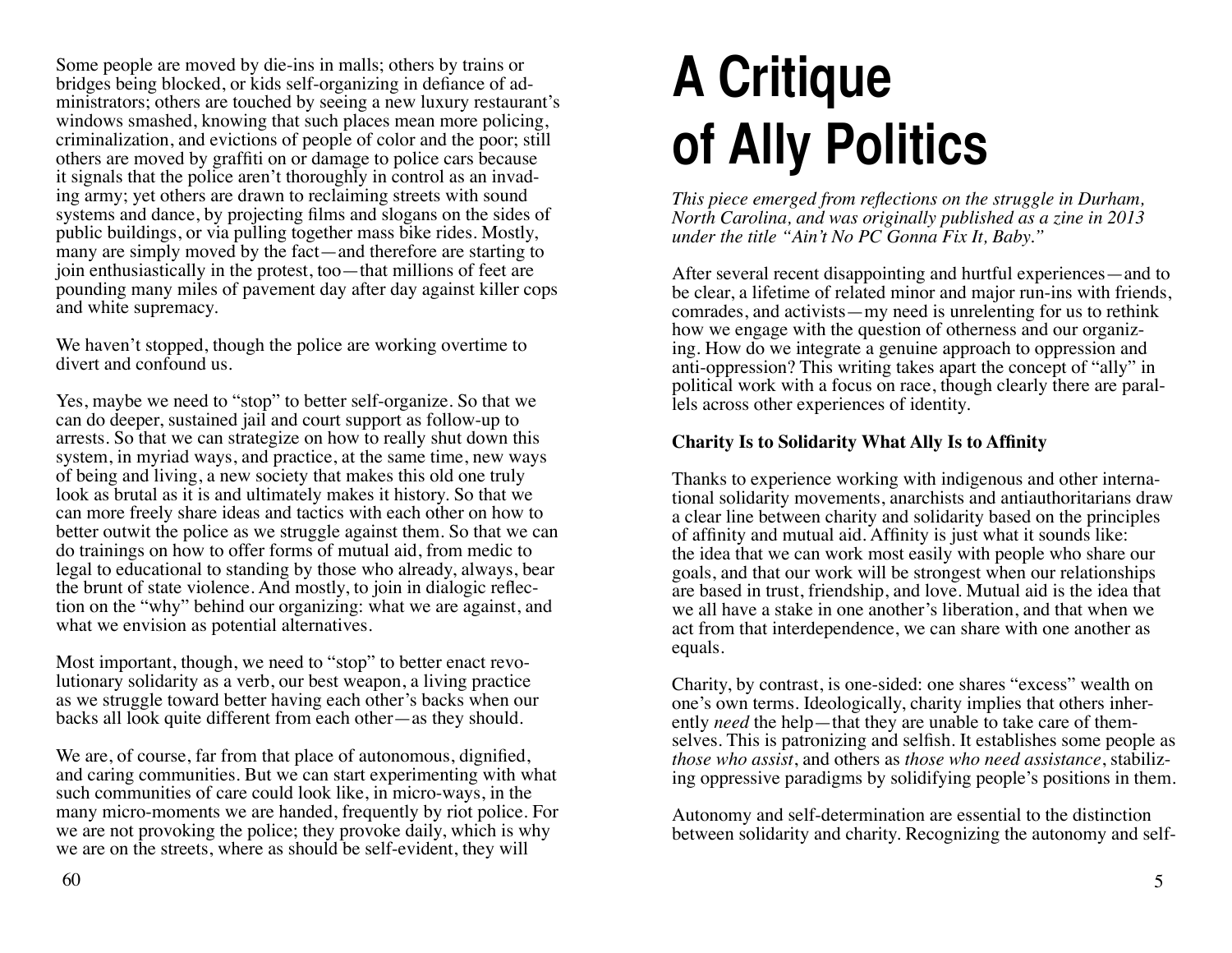Some people are moved by die-ins in malls; others by trains or bridges being blocked, or kids self-organizing in defiance of administrators; others are touched by seeing a new luxury restaurant's windows smashed, knowing that such places mean more policing, criminalization, and evictions of people of color and the poor; still others are moved by graffiti on or damage to police cars because it signals that the police aren't thoroughly in control as an invading army; yet others are drawn to reclaiming streets with sound systems and dance, by projecting films and slogans on the sides of public buildings, or via pulling together mass bike rides. Mostly, many are simply moved by the fact—and therefore are starting to join enthusiastically in the protest, too—that millions of feet are pounding many miles of pavement day after day against killer cops and white supremacy.

We haven't stopped, though the police are working overtime to divert and confound us.

Yes, maybe we need to "stop" to better self-organize. So that we can do deeper, sustained jail and court support as follow-up to arrests. So that we can strategize on how to really shut down this system, in myriad ways, and practice, at the same time, new ways of being and living, a new society that makes this old one truly look as brutal as it is and ultimately makes it history. So that we can more freely share ideas and tactics with each other on how to better outwit the police as we struggle against them. So that we can do trainings on how to offer forms of mutual aid, from medic to legal to educational to standing by those who already, always, bear the brunt of state violence. And mostly, to join in dialogic reflection on the "why" behind our organizing: what we are against, and what we envision as potential alternatives.

Most important, though, we need to "stop" to better enact revolutionary solidarity as a verb, our best weapon, a living practice as we struggle toward better having each other's backs when our backs all look quite different from each other—as they should.

We are, of course, far from that place of autonomous, dignified, and caring communities. But we can start experimenting with what such communities of care could look like, in micro-ways, in the many micro-moments we are handed, frequently by riot police. For we are not provoking the police; they provoke daily, which is why we are on the streets, where as should be self-evident, they will

# A Critique of Ally Politics

*This piece emerged from reflections on the struggle in Durham, North Carolina, and was originally published as a zine in 2013 under the title "Ain't No PC Gonna Fix It, Baby."*

After several recent disappointing and hurtful experiences—and to be clear, a lifetime of related minor and major run-ins with friends, comrades, and activists—my need is unrelenting for us to rethink how we engage with the question of otherness and our organizing. How do we integrate a genuine approach to oppression and anti-oppression? This writing takes apart the concept of "ally" in political work with a focus on race, though clearly there are parallels across other experiences of identity.

**Charity Is to Solidarity What Ally Is to Affinity**

Thanks to experience working with indigenous and other international solidarity movements, anarchists and antiauthoritarians draw a clear line between charity and solidarity based on the principles of affinity and mutual aid. Affinity is just what it sounds like: the idea that we can work most easily with people who share our goals, and that our work will be strongest when our relationships are based in trust, friendship, and love. Mutual aid is the idea that we all have a stake in one another's liberation, and that when we act from that interdependence, we can share with one another as equals.

Charity, by contrast, is one-sided: one shares "excess" wealth on one's own terms. Ideologically, charity implies that others inherently *need* the help—that they are unable to take care of themselves. This is patronizing and selfish. It establishes some people as *those who assist*, and others as *those who need assistance*, stabilizing oppressive paradigms by solidifying people's positions in them.

Autonomy and self-determination are essential to the distinction between solidarity and charity. Recognizing the autonomy and self-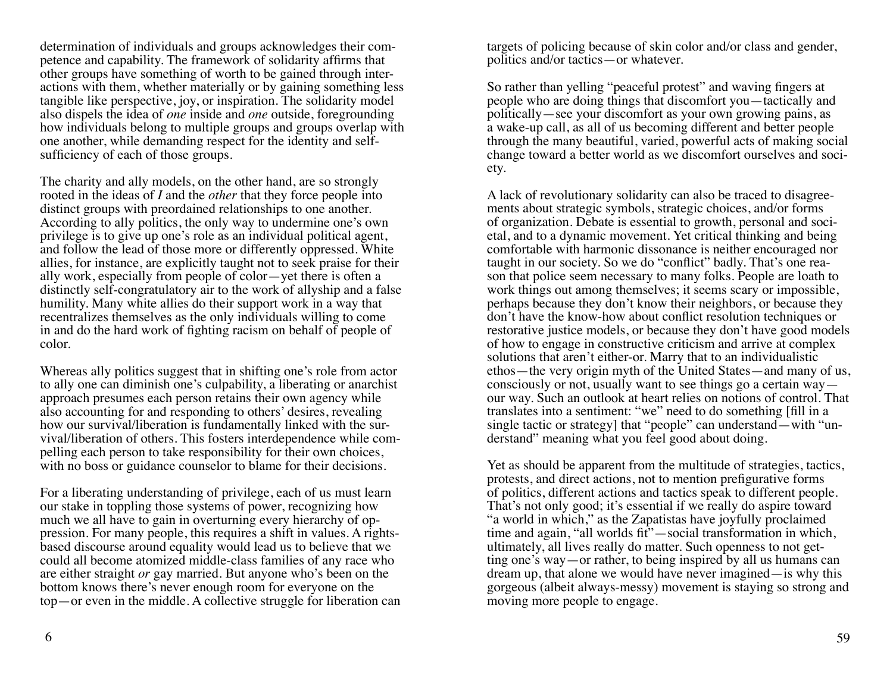determination of individuals and groups acknowledges their competence and capability. The framework of solidarity affirms that other groups have something of worth to be gained through interactions with them, whether materially or by gaining something less tangible like perspective, joy, or inspiration. The solidarity model also dispels the idea of *one* inside and *one* outside, foregrounding how individuals belong to multiple groups and groups overlap with one another, while demanding respect for the identity and self-sufficiency of each of those groups.

The charity and ally models, on the other hand, are so strongly rooted in the ideas of *I* and the *other* that they force people into distinct groups with preordained relationships to one another. According to ally politics, the only way to undermine one's own privilege is to give up one's role as an individual political agent, and follow the lead of those more or differently oppressed. White allies, for instance, are explicitly taught not to seek praise for their ally work, especially from people of color—yet there is often a distinctly self-congratulatory air to the work of allyship and a false humility. Many white allies do their support work in a way that recentralizes themselves as the only individuals willing to come in and do the hard work of fighting racism on behalf of people of color.

Whereas ally politics suggest that in shifting one's role from actor to ally one can diminish one's culpability, a liberating or anarchist approach presumes each person retains their own agency while also accounting for and responding to others' desires, revealing how our survival/liberation is fundamentally linked with the survival/liberation of others. This fosters interdependence while compelling each person to take responsibility for their own choices, with no boss or guidance counselor to blame for their decisions.

For a liberating understanding of privilege, each of us must learn our stake in toppling those systems of power, recognizing how much we all have to gain in overturning every hierarchy of oppression. For many people, this requires a shift in values. A rights-based discourse around equality would lead us to believe that we could all become atomized middle-class families of any race who are either straight *or* gay married. But anyone who's been on the bottom knows there's never enough room for everyone on the top—or even in the middle. A collective struggle for liberation can

targets of policing because of skin color and/or class and gender, politics and/or tactics—or whatever.

So rather than yelling "peaceful protest" and waving fingers at people who are doing things that discomfort you—tactically and politically—see your discomfort as your own growing pains, as a wake-up call, as all of us becoming different and better people through the many beautiful, varied, powerful acts of making social change toward a better world as we discomfort ourselves and society.

A lack of revolutionary solidarity can also be traced to disagreements about strategic symbols, strategic choices, and/or forms of organization. Debate is essential to growth, personal and societal, and to a dynamic movement. Yet critical thinking and being comfortable with harmonic dissonance is neither encouraged nor taught in our society. So we do "conflict" badly. That's one reason that police seem necessary to many folks. People are loath to work things out among themselves; it seems scary or impossible, perhaps because they don't know their neighbors, or because they don't have the know-how about conflict resolution techniques or restorative justice models, or because they don't have good models of how to engage in constructive criticism and arrive at complex solutions that aren't either-or. Marry that to an individualistic ethos—the very origin myth of the United States—and many of us, consciously or not, usually want to see things go a certain way—our way. Such an outlook at heart relies on notions of control. That translates into a sentiment: "we" need to do something [fill in a single tactic or strategy] that "people" can understand—with "understand" meaning what you feel good about doing.

Yet as should be apparent from the multitude of strategies, tactics, protests, and direct actions, not to mention prefigurative forms of politics, different actions and tactics speak to different people. That's not only good; it's essential if we really do aspire toward "a world in which," as the Zapatistas have joyfully proclaimed time and again, "all worlds fit"—social transformation in which, ultimately, all lives really do matter. Such openness to not getting one's way—or rather, to being inspired by all us humans can dream up, that alone we would have never imagined—is why this gorgeous (albeit always-messy) movement is staying so strong and moving more people to engage.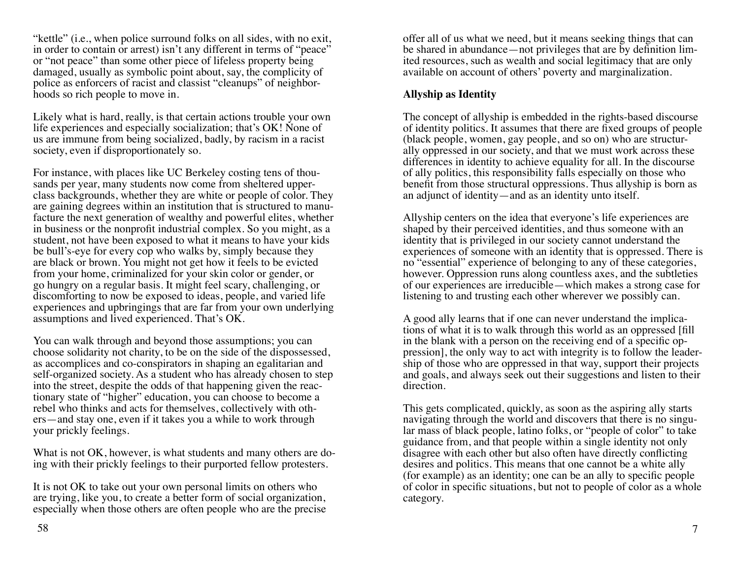"kettle" (i.e., when police surround folks on all sides, with no exit, in order to contain or arrest) isn't any different in terms of "peace" or "not peace" than some other piece of lifeless property being damaged, usually as symbolic point about, say, the complicity of police as enforcers of racist and classist "cleanups" of neighborhoods so rich people to move in.

Likely what is hard, really, is that certain actions trouble your own life experiences and especially socialization; that's OK! None of us are immune from being socialized, badly, by racism in a racist society, even if disproportionately so.

For instance, with places like UC Berkeley costing tens of thousands per year, many students now come from sheltered upper-class backgrounds, whether they are white or people of color. They are gaining degrees within an institution that is structured to manufacture the next generation of wealthy and powerful elites, whether in business or the nonprofit industrial complex. So you might, as a student, not have been exposed to what it means to have your kids be bull's-eye for every cop who walks by, simply because they are black or brown. You might not get how it feels to be evicted from your home, criminalized for your skin color or gender, or go hungry on a regular basis. It might feel scary, challenging, or discomforting to now be exposed to ideas, people, and varied life experiences and upbringings that are far from your own underlying assumptions and lived experienced. That's OK.

You can walk through and beyond those assumptions; you can choose solidarity not charity, to be on the side of the dispossessed, as accomplices and co-conspirators in shaping an egalitarian and self-organized society. As a student who has already chosen to step into the street, despite the odds of that happening given the reactionary state of "higher" education, you can choose to become a rebel who thinks and acts for themselves, collectively with others—and stay one, even if it takes you a while to work through your prickly feelings.

What is not OK, however, is what students and many others are doing with their prickly feelings to their purported fellow protesters.

It is not OK to take out your own personal limits on others who are trying, like you, to create a better form of social organization, especially when those others are often people who are the precise

offer all of us what we need, but it means seeking things that can be shared in abundance—not privileges that are by definition limited resources, such as wealth and social legitimacy that are only available on account of others' poverty and marginalization.

## Allyship as Identity

The concept of allyship is embedded in the rights-based discourse of identity politics. It assumes that there are fixed groups of people (black people, women, gay people, and so on) who are structurally oppressed in our society, and that we must work across these differences in identity to achieve equality for all. In the discourse of ally politics, this responsibility falls especially on those who benefit from those structural oppressions. Thus allyship is born as an adjunct of identity—and as an identity unto itself.

Allyship centers on the idea that everyone's life experiences are shaped by their perceived identities, and thus someone with an identity that is privileged in our society cannot understand the experiences of someone with an identity that is oppressed. There is no "essential" experience of belonging to any of these categories, however. Oppression runs along countless axes, and the subtleties of our experiences are irreducible—which makes a strong case for listening to and trusting each other wherever we possibly can.

A good ally learns that if one can never understand the implications of what it is to walk through this world as an oppressed [fill in the blank with a person on the receiving end of a specific oppression], the only way to act with integrity is to follow the leadership of those who are oppressed in that way, support their projects and goals, and always seek out their suggestions and listen to their direction.

This gets complicated, quickly, as soon as the aspiring ally starts navigating through the world and discovers that there is no singular mass of black people, latino folks, or "people of color" to take guidance from, and that people within a single identity not only disagree with each other but also often have directly conflicting desires and politics. This means that one cannot be a white ally (for example) as an identity; one can be an ally to specific people of color in specific situations, but not to people of color as a whole category.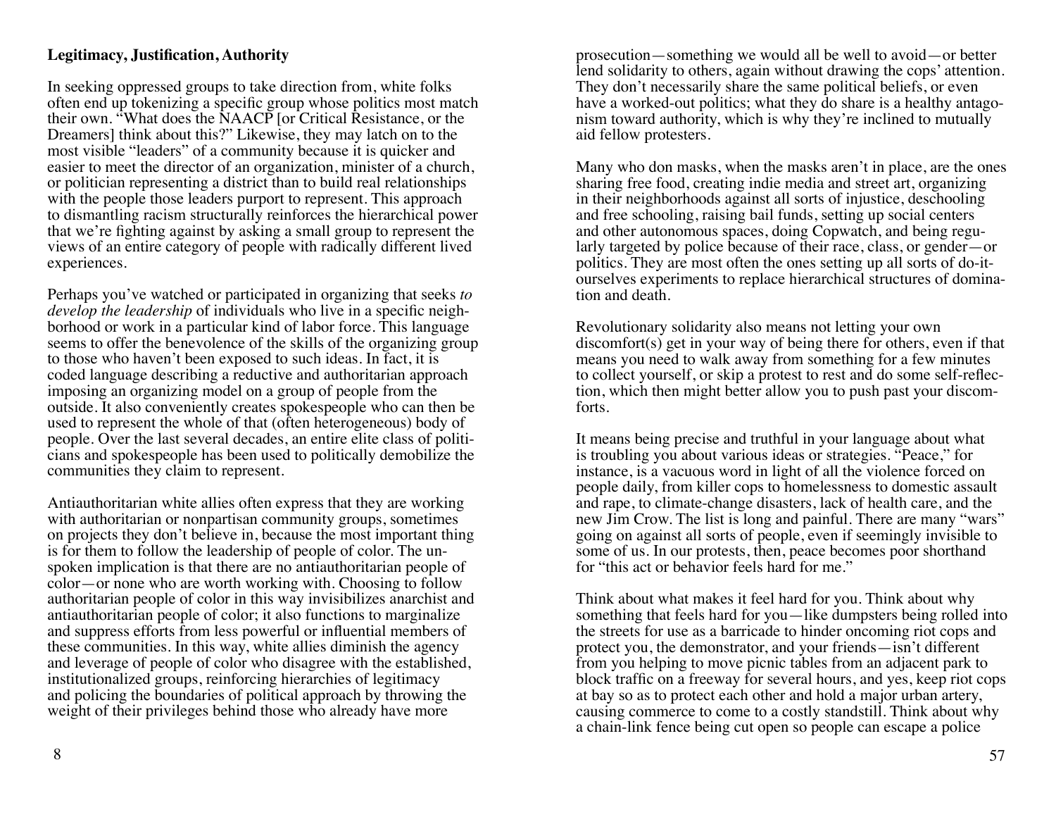**Legitimacy, Justification, Authority**

In seeking oppressed groups to take direction from, white folks often end up tokenizing a specific group whose politics most match their own. "What does the NAACP [or Critical Resistance, or the Dreamers] think about this?" Likewise, they may latch on to the most visible "leaders" of a community because it is quicker and easier to meet the director of an organization, minister of a church, or politician representing a district than to build real relationships with the people those leaders purport to represent. This approach to dismantling racism structurally reinforces the hierarchical power that we're fighting against by asking a small group to represent the views of an entire category of people with radically different lived experiences.

Perhaps you've watched or participated in organizing that seeks *to develop the leadership* of individuals who live in a specific neighborhood or work in a particular kind of labor force. This language seems to offer the benevolence of the skills of the organizing group to those who haven't been exposed to such ideas. In fact, it is coded language describing a reductive and authoritarian approach imposing an organizing model on a group of people from the outside. It also conveniently creates spokespeople who can then be used to represent the whole of that (often heterogeneous) body of people. Over the last several decades, an entire elite class of politicians and spokespeople has been used to politically demobilize the communities they claim to represent.

Antiauthoritarian white allies often express that they are working with authoritarian or nonpartisan community groups, sometimes on projects they don't believe in, because the most important thing is for them to follow the leadership of people of color. The unspoken implication is that there are no antiauthoritarian people of color—or none who are worth working with. Choosing to follow authoritarian people of color in this way invisibilizes anarchist and antiauthoritarian people of color; it also functions to marginalize and suppress efforts from less powerful or influential members of these communities. In this way, white allies diminish the agency and leverage of people of color who disagree with the established, institutionalized groups, reinforcing hierarchies of legitimacy and policing the boundaries of political approach by throwing the weight of their privileges behind those who already have more

prosecution—something we would all be well to avoid—or better lend solidarity to others, again without drawing the cops' attention. They don't necessarily share the same political beliefs, or even have a worked-out politics; what they do share is a healthy antagonism toward authority, which is why they're inclined to mutually aid fellow protesters.

Many who don masks, when the masks aren't in place, are the ones sharing free food, creating indie media and street art, organizing in their neighborhoods against all sorts of injustice, deschooling and free schooling, raising bail funds, setting up social centers and other autonomous spaces, doing Copwatch, and being regularly targeted by police because of their race, class, or gender—or politics. They are most often the ones setting up all sorts of do-it-ourselves experiments to replace hierarchical structures of domination and death.

Revolutionary solidarity also means not letting your own discomfort(s) get in your way of being there for others, even if that means you need to walk away from something for a few minutes to collect yourself, or skip a protest to rest and do some self-reflection, which then might better allow you to push past your discomforts.

It means being precise and truthful in your language about what is troubling you about various ideas or strategies. "Peace," for instance, is a vacuous word in light of all the violence forced on people daily, from killer cops to homelessness to domestic assault and rape, to climate-change disasters, lack of health care, and the new Jim Crow. The list is long and painful. There are many "wars" going on against all sorts of people, even if seemingly invisible to some of us. In our protests, then, peace becomes poor shorthand for "this act or behavior feels hard for me."

Think about what makes it feel hard for you. Think about why something that feels hard for you—like dumpsters being rolled into the streets for use as a barricade to hinder oncoming riot cops and protect you, the demonstrator, and your friends—isn't different from you helping to move picnic tables from an adjacent park to block traffic on a freeway for several hours, and yes, keep riot cops at bay so as to protect each other and hold a major urban artery, causing commerce to come to a costly standstill. Think about why a chain-link fence being cut open so people can escape a police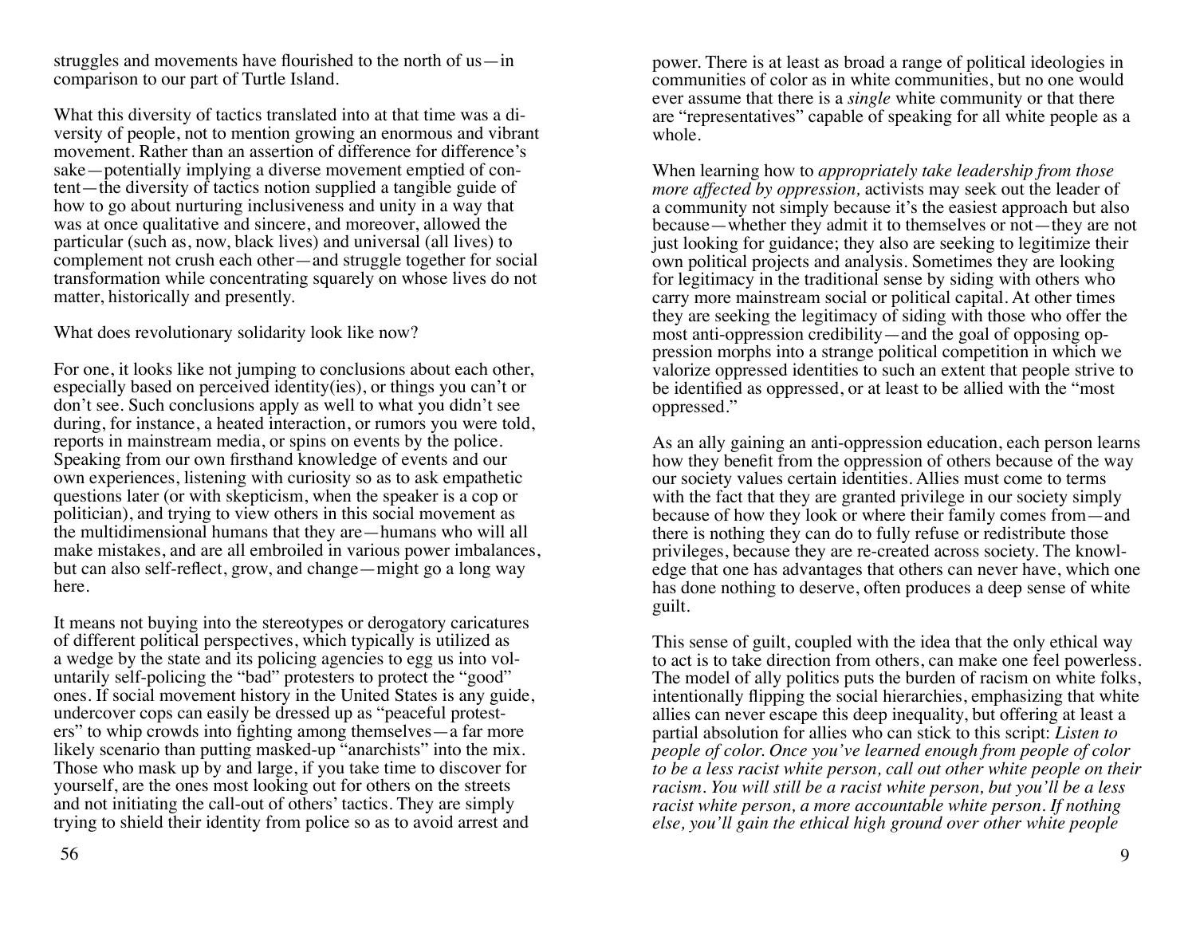struggles and movements have flourished to the north of us—in comparison to our part of Turtle Island.

What this diversity of tactics translated into at that time was a diversity of people, not to mention growing an enormous and vibrant movement. Rather than an assertion of difference for difference's sake—potentially implying a diverse movement emptied of content—the diversity of tactics notion supplied a tangible guide of how to go about nurturing inclusiveness and unity in a way that was at once qualitative and sincere, and moreover, allowed the particular (such as, now, black lives) and universal (all lives) to complement not crush each other—and struggle together for social transformation while concentrating squarely on whose lives do not matter, historically and presently.

What does revolutionary solidarity look like now?

For one, it looks like not jumping to conclusions about each other, especially based on perceived identity(ies), or things you can't or don't see. Such conclusions apply as well to what you didn't see during, for instance, a heated interaction, or rumors you were told, reports in mainstream media, or spins on events by the police. Speaking from our own firsthand knowledge of events and our own experiences, listening with curiosity so as to ask empathetic questions later (or with skepticism, when the speaker is a cop or politician), and trying to view others in this social movement as the multidimensional humans that they are—humans who will all make mistakes, and are all embroiled in various power imbalances, but can also self-reflect, grow, and change—might go a long way here.

It means not buying into the stereotypes or derogatory caricatures of different political perspectives, which typically is utilized as a wedge by the state and its policing agencies to egg us into voluntarily self-policing the "bad" protesters to protect the "good" ones. If social movement history in the United States is any guide, undercover cops can easily be dressed up as "peaceful protesters" to whip crowds into fighting among themselves—a far more likely scenario than putting masked-up "anarchists" into the mix. Those who mask up by and large, if you take time to discover for yourself, are the ones most looking out for others on the streets and not initiating the call-out of others' tactics. They are simply trying to shield their identity from police so as to avoid arrest and

power. There is at least as broad a range of political ideologies in communities of color as in white communities, but no one would ever assume that there is a *single* white community or that there are "representatives" capable of speaking for all white people as a whole.

When learning how to *appropriately take leadership from those more affected by oppression,* activists may seek out the leader of a community not simply because it's the easiest approach but also because—whether they admit it to themselves or not—they are not just looking for guidance; they also are seeking to legitimize their own political projects and analysis. Sometimes they are looking for legitimacy in the traditional sense by siding with others who carry more mainstream social or political capital. At other times they are seeking the legitimacy of siding with those who offer the most anti-oppression credibility—and the goal of opposing oppression morphs into a strange political competition in which we valorize oppressed identities to such an extent that people strive to be identified as oppressed, or at least to be allied with the "most oppressed."

As an ally gaining an anti-oppression education, each person learns how they benefit from the oppression of others because of the way our society values certain identities. Allies must come to terms with the fact that they are granted privilege in our society simply because of how they look or where their family comes from—and there is nothing they can do to fully refuse or redistribute those privileges, because they are re-created across society. The knowledge that one has advantages that others can never have, which one has done nothing to deserve, often produces a deep sense of white guilt.

This sense of guilt, coupled with the idea that the only ethical way to act is to take direction from others, can make one feel powerless. The model of ally politics puts the burden of racism on white folks, intentionally flipping the social hierarchies, emphasizing that white allies can never escape this deep inequality, but offering at least a partial absolution for allies who can stick to this script: *Listen to people of color. Once you've learned enough from people of color to be a less racist white person, call out other white people on their racism. You will still be a racist white person, but you'll be a less racist white person, a more accountable white person. If nothing else, you'll gain the ethical high ground over other white people*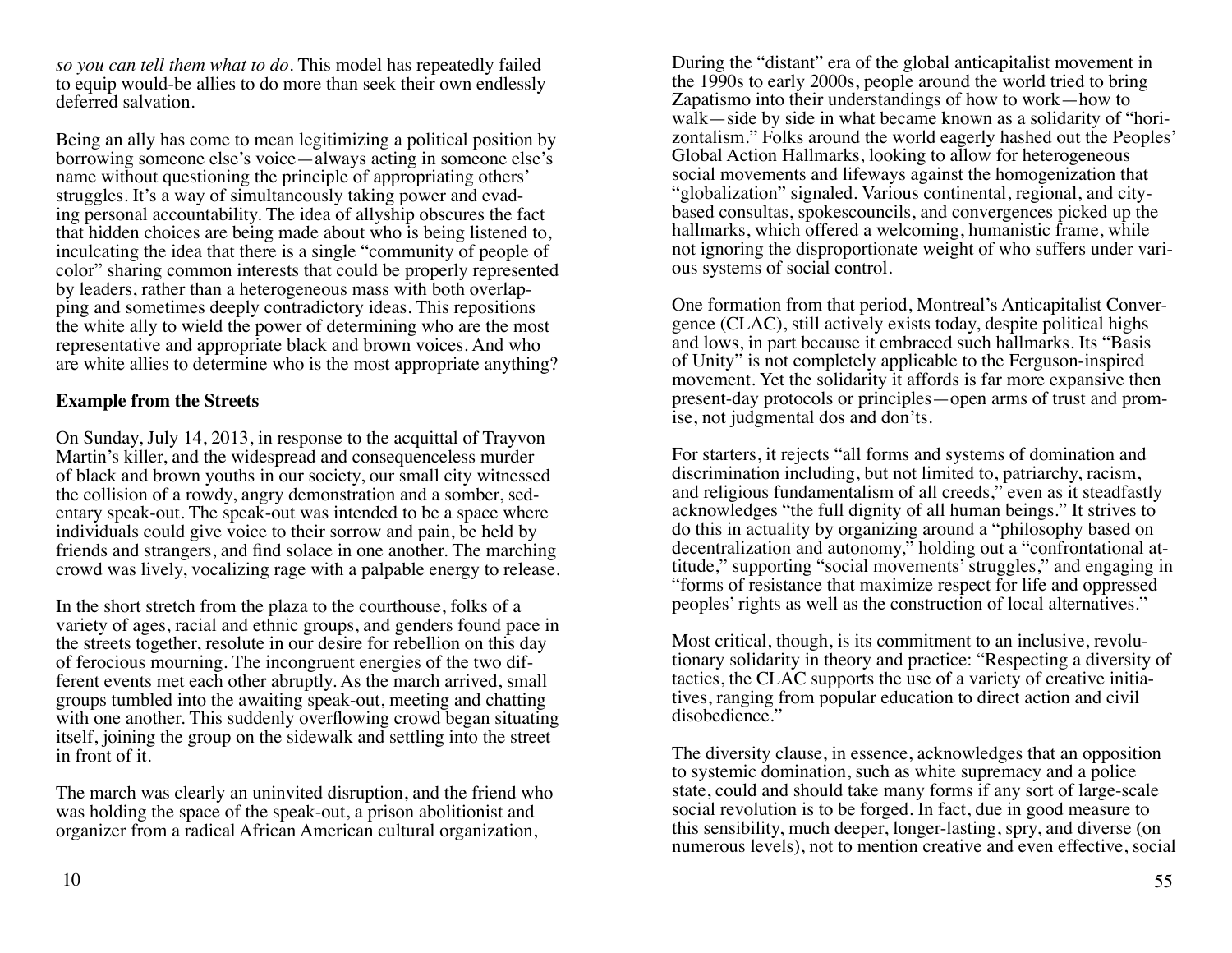*so you can tell them what to do*. This model has repeatedly failed to equip would-be allies to do more than seek their own endlessly deferred salvation.

Being an ally has come to mean legitimizing a political position by borrowing someone else's voice—always acting in someone else's name without questioning the principle of appropriating others' struggles. It's a way of simultaneously taking power and evading personal accountability. The idea of allyship obscures the fact that hidden choices are being made about who is being listened to, inculcating the idea that there is a single "community of people of color" sharing common interests that could be properly represented by leaders, rather than a heterogeneous mass with both overlapping and sometimes deeply contradictory ideas. This repositions the white ally to wield the power of determining who are the most representative and appropriate black and brown voices. And who are white allies to determine who is the most appropriate anything?

**Example from the Streets**

On Sunday, July 14, 2013, in response to the acquittal of Trayvon Martin's killer, and the widespread and consequenceless murder of black and brown youths in our society, our small city witnessed the collision of a rowdy, angry demonstration and a somber, sedentary speak-out. The speak-out was intended to be a space where individuals could give voice to their sorrow and pain, be held by friends and strangers, and find solace in one another. The marching crowd was lively, vocalizing rage with a palpable energy to release.

In the short stretch from the plaza to the courthouse, folks of a variety of ages, racial and ethnic groups, and genders found pace in the streets together, resolute in our desire for rebellion on this day of ferocious mourning. The incongruent energies of the two different events met each other abruptly. As the march arrived, small groups tumbled into the awaiting speak-out, meeting and chatting with one another. This suddenly overflowing crowd began situating itself, joining the group on the sidewalk and settling into the street in front of it.

The march was clearly an uninvited disruption, and the friend who was holding the space of the speak-out, a prison abolitionist and organizer from a radical African American cultural organization,

During the "distant" era of the global anticapitalist movement in the 1990s to early 2000s, people around the world tried to bring Zapatismo into their understandings of how to work—how to walk—side by side in what became known as a solidarity of "horizontalism." Folks around the world eagerly hashed out the Peoples' Global Action Hallmarks, looking to allow for heterogeneous social movements and lifeways against the homogenization that "globalization" signaled. Various continental, regional, and city-based consultas, spokescouncils, and convergences picked up the hallmarks, which offered a welcoming, humanistic frame, while not ignoring the disproportionate weight of who suffers under various systems of social control.

One formation from that period, Montreal's Anticapitalist Convergence (CLAC), still actively exists today, despite political highs and lows, in part because it embraced such hallmarks. Its "Basis of Unity" is not completely applicable to the Ferguson-inspired movement. Yet the solidarity it affords is far more expansive then present-day protocols or principles—open arms of trust and promise, not judgmental dos and don'ts.

For starters, it rejects "all forms and systems of domination and discrimination including, but not limited to, patriarchy, racism, and religious fundamentalism of all creeds," even as it steadfastly acknowledges "the full dignity of all human beings." It strives to do this in actuality by organizing around a "philosophy based on decentralization and autonomy," holding out a "confrontational attitude," supporting "social movements' struggles," and engaging in "forms of resistance that maximize respect for life and oppressed peoples' rights as well as the construction of local alternatives."

Most critical, though, is its commitment to an inclusive, revolutionary solidarity in theory and practice: "Respecting a diversity of tactics, the CLAC supports the use of a variety of creative initiatives, ranging from popular education to direct action and civil disobedience."

The diversity clause, in essence, acknowledges that an opposition to systemic domination, such as white supremacy and a police state, could and should take many forms if any sort of large-scale social revolution is to be forged. In fact, due in good measure to this sensibility, much deeper, longer-lasting, spry, and diverse (on numerous levels), not to mention creative and even effective, social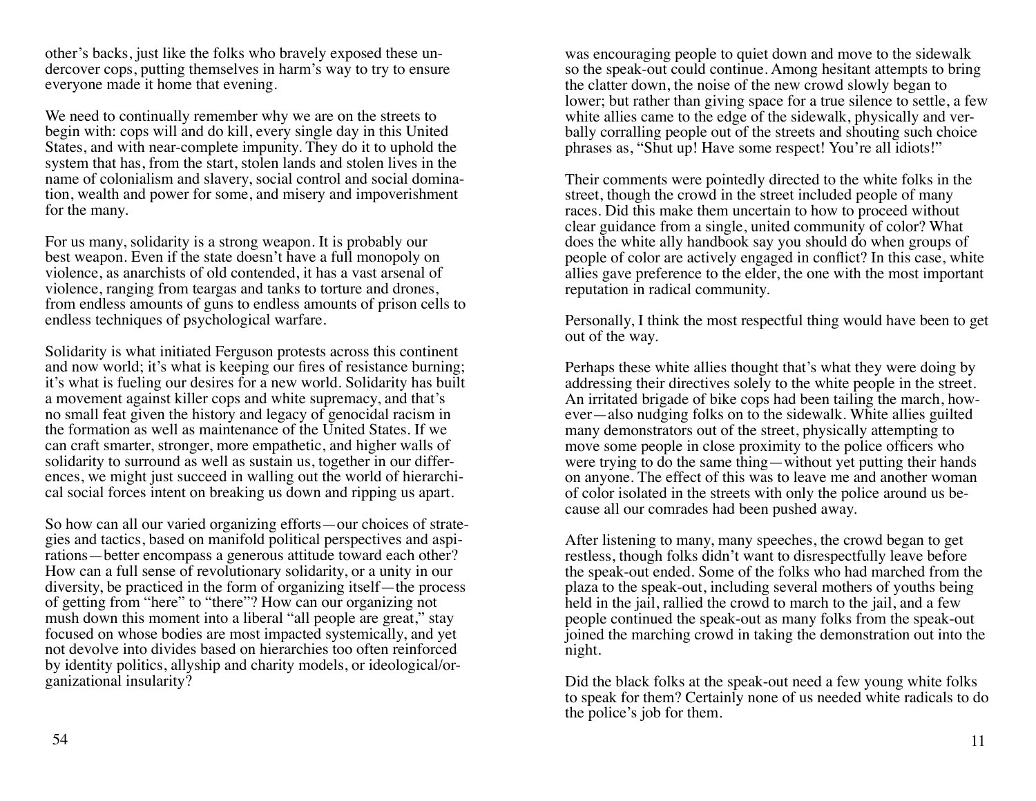other's backs, just like the folks who bravely exposed these undercover cops, putting themselves in harm's way to try to ensure everyone made it home that evening.

We need to continually remember why we are on the streets to begin with: cops will and do kill, every single day in this United States, and with near-complete impunity. They do it to uphold the system that has, from the start, stolen lands and stolen lives in the name of colonialism and slavery, social control and social domination, wealth and power for some, and misery and impoverishment for the many.

For us many, solidarity is a strong weapon. It is probably our best weapon. Even if the state doesn't have a full monopoly on violence, as anarchists of old contended, it has a vast arsenal of violence, ranging from teargas and tanks to torture and drones, from endless amounts of guns to endless amounts of prison cells to endless techniques of psychological warfare.

Solidarity is what initiated Ferguson protests across this continent and now world; it's what is keeping our fires of resistance burning; it's what is fueling our desires for a new world. Solidarity has built a movement against killer cops and white supremacy, and that's no small feat given the history and legacy of genocidal racism in the formation as well as maintenance of the United States. If we can craft smarter, stronger, more empathetic, and higher walls of solidarity to surround as well as sustain us, together in our differences, we might just succeed in walling out the world of hierarchical social forces intent on breaking us down and ripping us apart.

So how can all our varied organizing efforts—our choices of strategies and tactics, based on manifold political perspectives and aspirations—better encompass a generous attitude toward each other? How can a full sense of revolutionary solidarity, or a unity in our diversity, be practiced in the form of organizing itself—the process of getting from "here" to "there"? How can our organizing not mush down this moment into a liberal "all people are great," stay focused on whose bodies are most impacted systemically, and yet not devolve into divides based on hierarchies too often reinforced by identity politics, allyship and charity models, or ideological/organizational insularity?

was encouraging people to quiet down and move to the sidewalk so the speak-out could continue. Among hesitant attempts to bring the clatter down, the noise of the new crowd slowly began to lower; but rather than giving space for a true silence to settle, a few white allies came to the edge of the sidewalk, physically and verbally corralling people out of the streets and shouting such choice phrases as, "Shut up! Have some respect! You're all idiots!"

Their comments were pointedly directed to the white folks in the street, though the crowd in the street included people of many races. Did this make them uncertain to how to proceed without clear guidance from a single, united community of color? What does the white ally handbook say you should do when groups of people of color are actively engaged in conflict? In this case, white allies gave preference to the elder, the one with the most important reputation in radical community.

Personally, I think the most respectful thing would have been to get out of the way.

Perhaps these white allies thought that's what they were doing by addressing their directives solely to the white people in the street. An irritated brigade of bike cops had been tailing the march, however—also nudging folks on to the sidewalk. White allies guilted many demonstrators out of the street, physically attempting to move some people in close proximity to the police officers who were trying to do the same thing—without yet putting their hands on anyone. The effect of this was to leave me and another woman of color isolated in the streets with only the police around us because all our comrades had been pushed away.

After listening to many, many speeches, the crowd began to get restless, though folks didn't want to disrespectfully leave before the speak-out ended. Some of the folks who had marched from the plaza to the speak-out, including several mothers of youths being held in the jail, rallied the crowd to march to the jail, and a few people continued the speak-out as many folks from the speak-out joined the marching crowd in taking the demonstration out into the night.

Did the black folks at the speak-out need a few young white folks to speak for them? Certainly none of us needed white radicals to do the police's job for them.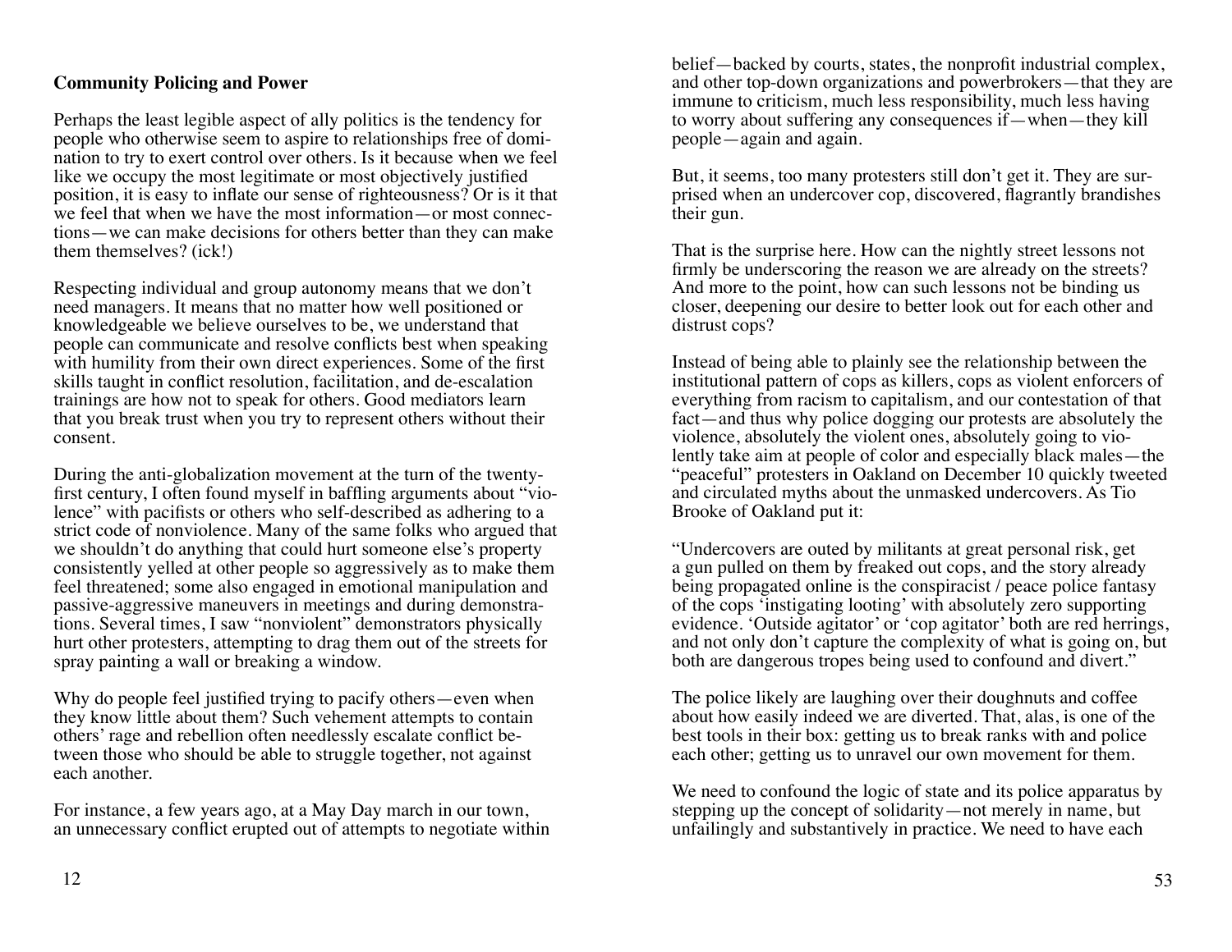## Community Policing and Power

Perhaps the least legible aspect of ally politics is the tendency for people who otherwise seem to aspire to relationships free of domination to try to exert control over others. Is it because when we feel like we occupy the most legitimate or most objectively justified position, it is easy to inflate our sense of righteousness? Or is it that we feel that when we have the most information—or most connections—we can make decisions for others better than they can make them themselves? (ick!)

Respecting individual and group autonomy means that we don't need managers. It means that no matter how well positioned or knowledgeable we believe ourselves to be, we understand that people can communicate and resolve conflicts best when speaking with humility from their own direct experiences. Some of the first skills taught in conflict resolution, facilitation, and de-escalation trainings are how not to speak for others. Good mediators learn that you break trust when you try to represent others without their consent.

During the anti-globalization movement at the turn of the twenty-first century, I often found myself in baffling arguments about "violence" with pacifists or others who self-described as adhering to a strict code of nonviolence. Many of the same folks who argued that we shouldn't do anything that could hurt someone else's property consistently yelled at other people so aggressively as to make them feel threatened; some also engaged in emotional manipulation and passive-aggressive maneuvers in meetings and during demonstrations. Several times, I saw "nonviolent" demonstrators physically hurt other protesters, attempting to drag them out of the streets for spray painting a wall or breaking a window.

Why do people feel justified trying to pacify others—even when they know little about them? Such vehement attempts to contain others' rage and rebellion often needlessly escalate conflict between those who should be able to struggle together, not against each other.

For instance, a few years ago, at a May Day march in our town, an unnecessary conflict erupted out of attempts to negotiate within

belief—backed by courts, states, the nonprofit industrial complex, and other top-down organizations and powerbrokers—that they are immune to criticism, much less responsibility, much less having to worry about suffering any consequences if—when—they kill people—again and again.

But, it seems, too many protesters still don't get it. They are surprised when an undercover cop, discovered, flagrantly brandishes their gun.

That is the surprise here. How can the nightly street lessons not firmly be underscoring the reason we are already on the streets? And more to the point, how can such lessons not be binding us closer, deepening our desire to better look out for each other and distrust cops?

Instead of being able to plainly see the relationship between the institutional pattern of cops as killers, cops as violent enforcers of everything from racism to capitalism, and our contestation of that fact—and thus why police dogging our protests are absolutely the violence, absolutely the violent ones, absolutely going to violently take aim at people of color and especially black males—the "peaceful" protesters in Oakland on December 10 quickly tweeted and circulated myths about the unmasked undercovers. As Tio Brooke of Oakland put it:

"Undercovers are outed by militants at great personal risk, get a gun pulled on them by freaked out cops, and the story already being propagated online is the conspiracist / peace police fantasy of the cops 'instigating looting' with absolutely zero supporting evidence. 'Outside agitator' or 'cop agitator' both are red herrings, and not only don't capture the complexity of what is going on, but both are dangerous tropes being used to confound and divert."

The police likely are laughing over their doughnuts and coffee about how easily indeed we are diverted. That, alas, is one of the best tools in their box: getting us to break ranks with and police each other; getting us to unravel our own movement for them.

We need to confound the logic of state and its police apparatus by stepping up the concept of solidarity—not merely in name, but unfailingly and substantively in practice. We need to have each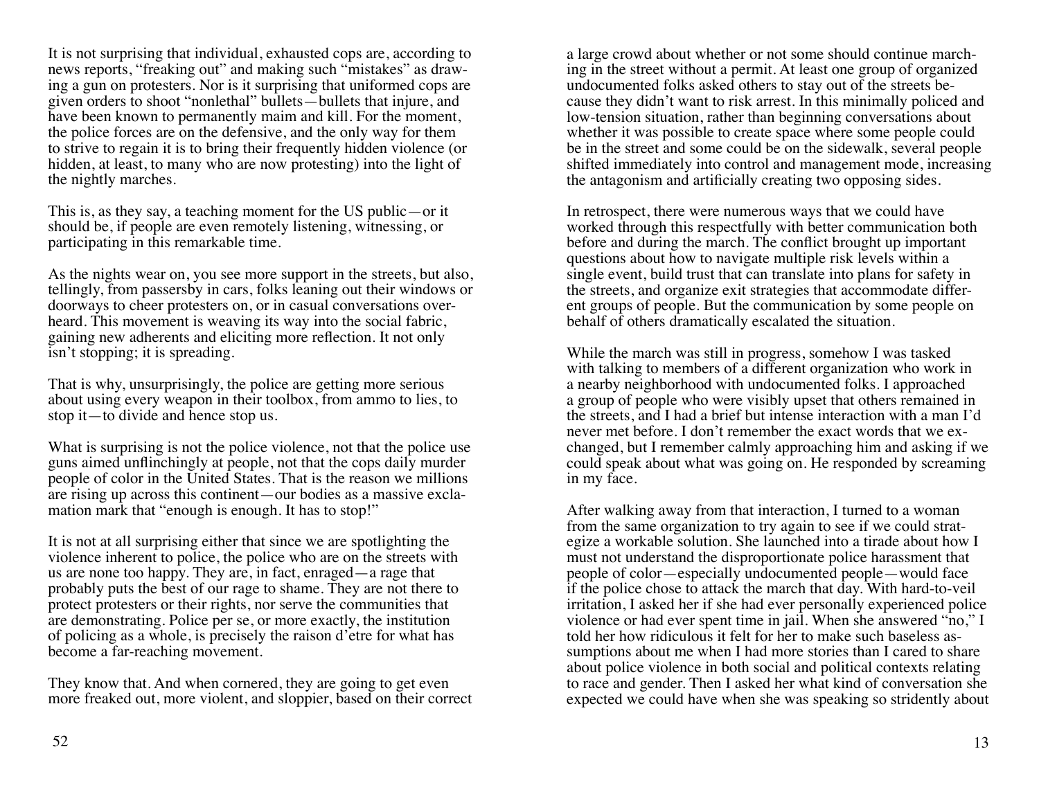It is not surprising that individual, exhausted cops are, according to news reports, "freaking out" and making such "mistakes" as drawing a gun on protesters. Nor is it surprising that uniformed cops are given orders to shoot "nonlethal" bullets—bullets that injure, and have been known to permanently maim and kill. For the moment, the police forces are on the defensive, and the only way for them to strive to regain it is to bring their frequently hidden violence (or hidden, at least, to many who are now protesting) into the light of the nightly marches.

This is, as they say, a teaching moment for the US public—or it should be, if people are even remotely listening, witnessing, or participating in this remarkable time.

As the nights wear on, you see more support in the streets, but also, tellingly, from passersby in cars, folks leaning out their windows or doorways to cheer protesters on, or in casual conversations overheard. This movement is weaving its way into the social fabric, gaining new adherents and eliciting more reflection. It not only isn't stopping; it is spreading.

That is why, unsurprisingly, the police are getting more serious about using every weapon in their toolbox, from ammo to lies, to stop it—to divide and hence stop us.

What is surprising is not the police violence, not that the police use guns aimed unflinchingly at people, not that the cops daily murder people of color in the United States. That is the reason we millions are rising up across this continent—our bodies as a massive exclamation mark that "enough is enough. It has to stop!"

It is not at all surprising either that since we are spotlighting the violence inherent to police, the police who are on the streets with us are none too happy. They are, in fact, enraged—a rage that probably puts the best of our rage to shame. They are not there to protect protesters or their rights, nor serve the communities that are demonstrating. Police per se, or more exactly, the institution of policing as a whole, is precisely the raison d'etre for what has become a far-reaching movement.

They know that. And when cornered, they are going to get even more freaked out, more violent, and sloppier, based on their correct

a large crowd about whether or not some should continue marching in the street without a permit. At least one group of organized undocumented folks asked others to stay out of the streets because they didn't want to risk arrest. In this minimally policed and low-tension situation, rather than beginning conversations about whether it was possible to create space where some people could be in the street and some could be on the sidewalk, several people shifted immediately into control and management mode, increasing the antagonism and artificially creating two opposing sides.

In retrospect, there were numerous ways that we could have worked through this respectfully with better communication both before and during the march. The conflict brought up important questions about how to navigate multiple risk levels within a single event, build trust that can translate into plans for safety in the streets, and organize exit strategies that accommodate different groups of people. But the communication by some people on behalf of others dramatically escalated the situation.

While the march was still in progress, somehow I was tasked with talking to members of a different organization who work in a nearby neighborhood with undocumented folks. I approached a group of people who were visibly upset that others remained in the streets, and I had a brief but intense interaction with a man I'd never met before. I don't remember the exact words that we exchanged, but I remember calmly approaching him and asking if we could speak about what was going on. He responded by screaming in my face.

After walking away from that interaction, I turned to a woman from the same organization to try again to see if we could strategize a workable solution. She launched into a tirade about how I must not understand the disproportionate police harassment that people of color—especially undocumented people—would face if the police chose to attack the march that day. With hard-to-veil irritation, I asked her if she had ever personally experienced police violence or had ever spent time in jail. When she answered "no," I told her how ridiculous it felt for her to make such baseless assumptions about me when I had more stories than I cared to share about police violence in both social and political contexts relating to race and gender. Then I asked her what kind of conversation she expected we could have when she was speaking so stridently about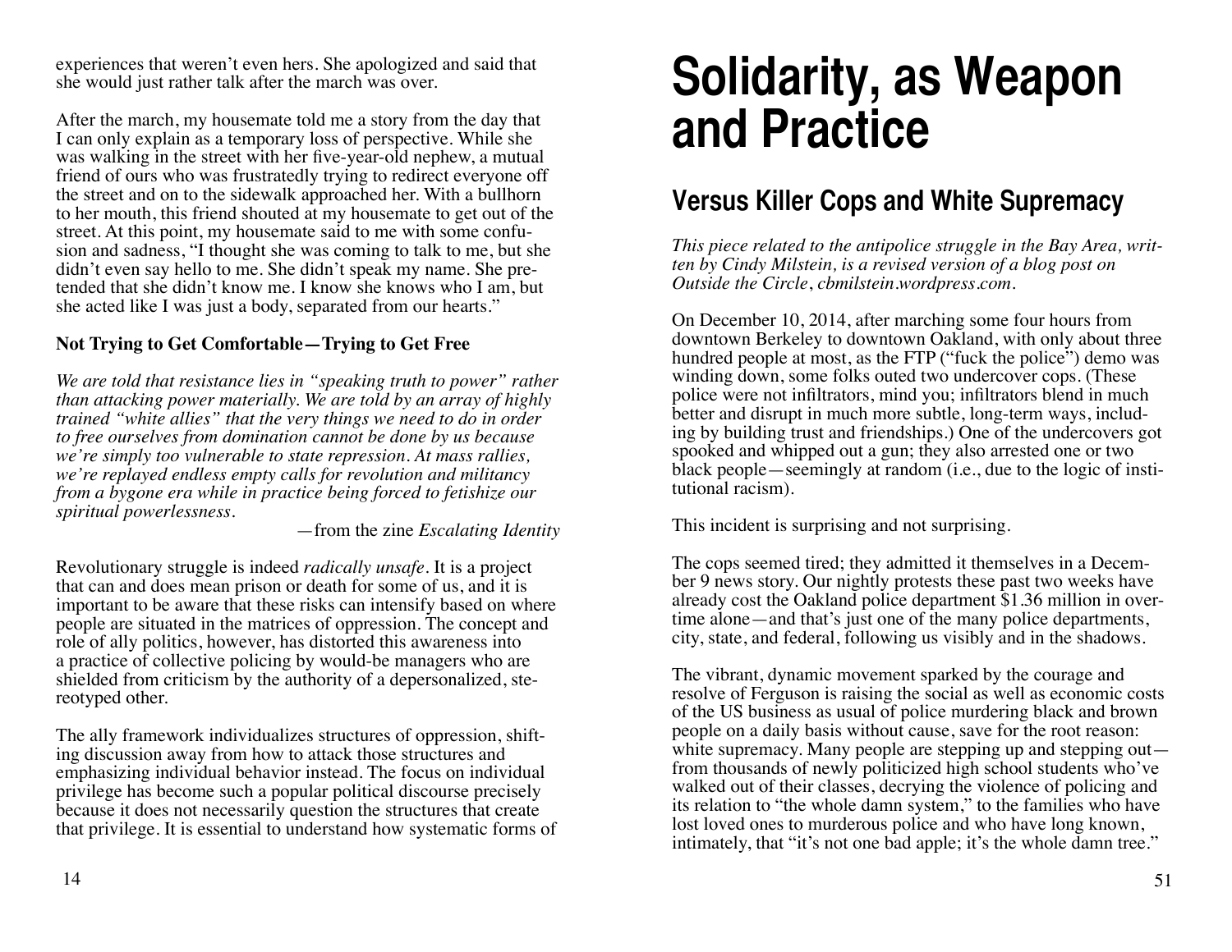experiences that weren't even hers. She apologized and said that she would just rather talk after the march was over.

After the march, my housemate told me a story from the day that I can only explain as a temporary loss of perspective. While she was walking in the street with her five-year-old nephew, a mutual friend of ours who was frustratedly trying to redirect everyone off the street and on to the sidewalk approached her. With a bullhorn to her mouth, this friend shouted at my housemate to get out of the street. At this point, my housemate said to me with some confusion and sadness, "I thought she was coming to talk to me, but she didn't even say hello to me. She didn't speak my name. She pretended that she didn't know me. I know she knows who I am, but she acted like I was just a body, separated from our hearts."

**Not Trying to Get Comfortable—Trying to Get Free**

*We are told that resistance lies in "speaking truth to power" rather than attacking power materially. We are told by an array of highly trained "white allies" that the very things we need to do in order to free ourselves from domination cannot be done by us because we're simply too vulnerable to state repression. At mass rallies, we're replayed endless empty calls for revolution and militancy from a bygone era while in practice being forced to fetishize our spiritual powerlessness.*

—from the zine *Escalating Identity*

Revolutionary struggle is indeed *radically unsafe*. It is a project that can and does mean prison or death for some of us, and it is important to be aware that these risks can intensify based on where people are situated in the matrices of oppression. The concept and role of ally politics, however, has distorted this awareness into a practice of collective policing by would-be managers who are shielded from criticism by the authority of a depersonalized, stereotyped other.

The ally framework individualizes structures of oppression, shifting discussion away from how to attack those structures and emphasizing individual behavior instead. The focus on individual privilege has become such a popular political discourse precisely because it does not necessarily question the structures that create that privilege. It is essential to understand how systematic forms of

# Solidarity, as Weapon and Practice

## Versus Killer Cops and White Supremacy

*This piece related to the antipolice struggle in the Bay Area, written by Cindy Milstein, is a revised version of a blog post on Outside the Circle, cbmilstein.wordpress.com.*

On December 10, 2014, after marching some four hours from downtown Berkeley to downtown Oakland, with only about three hundred people at most, as the FTP ("fuck the police") demo was winding down, some folks outed two undercover cops. (These police were not infiltrators, mind you; infiltrators blend in much better and disrupt in much more subtle, long-term ways, including by building trust and friendships.) One of the undercovers got spooked and whipped out a gun; they also arrested one or two black people—seemingly at random (i.e., due to the logic of institutional racism).

This incident is surprising and not surprising.

The cops seemed tired; they admitted it themselves in a December 9 news story. Our nightly protests these past two weeks have already cost the Oakland police department $1.36 million in overtime alone—and that's just one of the many police departments, city, state, and federal, following us visibly and in the shadows.

The vibrant, dynamic movement sparked by the courage and resolve of Ferguson is raising the social as well as economic costs of the US business as usual of police murdering black and brown people on a daily basis without cause, save for the root reason: white supremacy. Many people are stepping up and stepping out—from thousands of newly politicized high school students who've walked out of their classes, decrying the violence of policing and its relation to "the whole damn system," to the families who have lost loved ones to murderous police and who have long known, intimately, that "it's not one bad apple; it's the whole damn tree."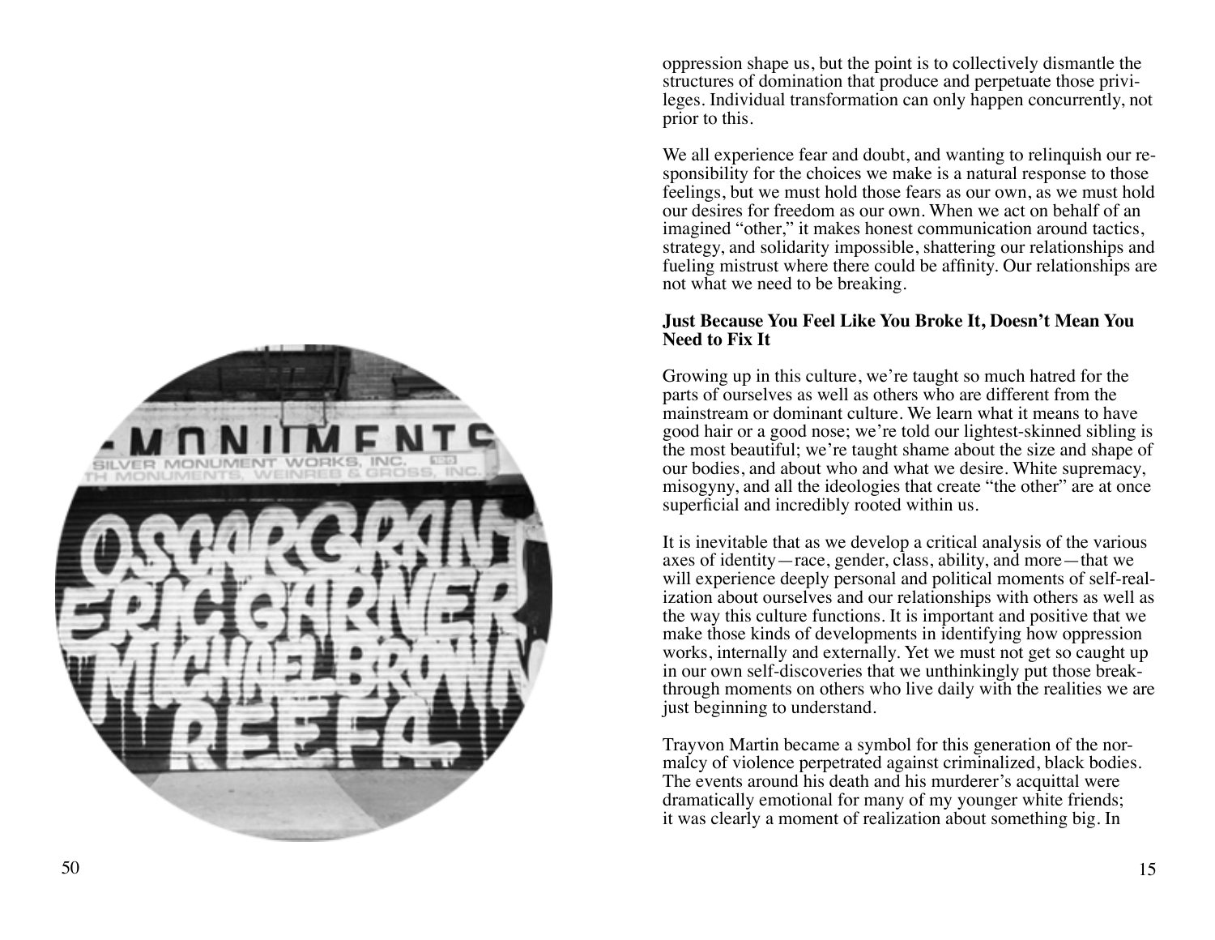oppression shape us, but the point is to collectively dismantle the structures of domination that produce and perpetuate those privileges. Individual transformation can only happen concurrently, not prior to this.

We all experience fear and doubt, and wanting to relinquish our responsibility for the choices we make is a natural response to those feelings, but we must hold those fears as our own, as we must hold our desires for freedom as our own. When we act on behalf of an imagined "other," it makes honest communication around tactics, strategy, and solidarity impossible, shattering our relationships and fueling mistrust where there could be affinity. Our relationships are not what we need to be breaking.

**Just Because You Feel Like You Broke It, Doesn't Mean You Need to Fix It**

Growing up in this culture, we're taught so much hatred for the parts of ourselves as well as others who are different from the mainstream or dominant culture. We learn what it means to have good hair or a good nose; we're told our lightest-skinned sibling is the most beautiful; we're taught shame about the size and shape of our bodies, and about who and what we desire. White supremacy, misogyny, and all the ideologies that create "the other" are at once superficial and incredibly rooted within us.

It is inevitable that as we develop a critical analysis of the various axes of identity—race, gender, class, ability, and more—that we will experience deeply personal and political moments of self-realization about ourselves and our relationships with others as well as the way this culture functions. It is important and positive that we make those kinds of developments in identifying how oppression works, internally and externally. Yet we must not get so caught up in our own self-discoveries that we unthinkingly put those breakthrough moments on others who live daily with the realities we are just beginning to understand.

Trayvon Martin became a symbol for this generation of the normalcy of violence perpetrated against criminalized, black bodies. The events around his death and his murderer's acquittal were dramatically emotional for many of my younger white friends; it was clearly a moment of realization about something big. In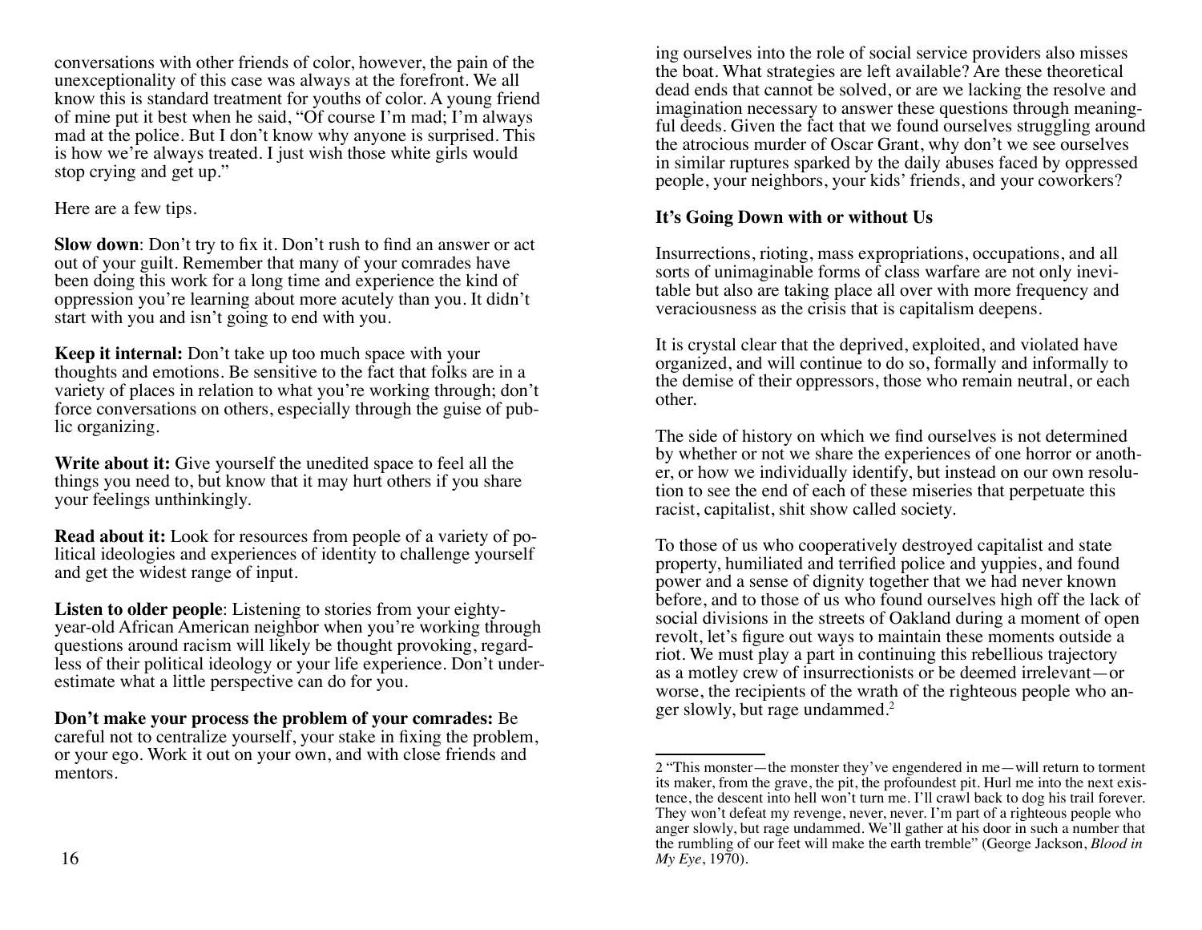conversations with other friends of color, however, the pain of the unexceptionality of this case was always at the forefront. We all know this is standard treatment for youths of color. A young friend of mine put it best when he said, "Of course I'm mad; I'm always mad at the police. But I don't know why anyone is surprised. This is how we're always treated. I just wish those white girls would stop crying and get up."

Here are a few tips.

**Slow down**: Don't try to fix it. Don't rush to find an answer or act out of your guilt. Remember that many of your comrades have been doing this work for a long time and experience the kind of oppression you're learning about more acutely than you. It didn't start with you and isn't going to end with you.

**Keep it internal:** Don't take up too much space with your thoughts and emotions. Be sensitive to the fact that folks are in a variety of places in relation to what you're working through; don't force conversations on others, especially through the guise of public organizing.

**Write about it:** Give yourself the unedited space to feel all the things you need to, but know that it may hurt others if you share your feelings unthinkingly.

**Read about it:** Look for resources from people of a variety of political ideologies and experiences of identity to challenge yourself and get the widest range of input.

**Listen to older people**: Listening to stories from your eighty-year-old African American neighbor when you're working through questions around racism will likely be thought provoking, regardless of their political ideology or your life experience. Don't underestimate what a little perspective can do for you.

**Don't make your process the problem of your comrades:** Be careful not to centralize yourself, your stake in fixing the problem, or your ego. Work it out on your own, and with close friends and mentors.

ing ourselves into the role of social service providers also misses the boat. What strategies are left available? Are these theoretical dead ends that cannot be solved, or are we lacking the resolve and imagination necessary to answer these questions through meaningful deeds. Given the fact that we found ourselves struggling around the atrocious murder of Oscar Grant, why don't we see ourselves in similar ruptures sparked by the daily abuses faced by oppressed people, your neighbors, your kids' friends, and your coworkers?

### It's Going Down with or without Us

Insurrections, rioting, mass expropriations, occupations, and all sorts of unimaginable forms of class warfare are not only inevitable but also are taking place all over with more frequency and veraciousness as the crisis that is capitalism deepens.

It is crystal clear that the deprived, exploited, and violated have organized, and will continue to do so, formally and informally to the demise of their oppressors, those who remain neutral, or each other.

The side of history on which we find ourselves is not determined by whether or not we share the experiences of one horror or another, or how we individually identify, but instead on our own resolution to see the end of each of these miseries that perpetuate this racist, capitalist, shit show called society.

To those of us who cooperatively destroyed capitalist and state property, humiliated and terrified police and yuppies, and found power and a sense of dignity together that we had never known before, and to those of us who found ourselves high off the lack of social divisions in the streets of Oakland during a moment of open revolt, let's figure out ways to maintain these moments outside a riot. We must play a part in continuing this rebellious trajectory as a motley crew of insurrectionists or be deemed irrelevant—or worse, the recipients of the wrath of the righteous people who anger slowly, but rage undammed.[2]

---

2 "This monster—the monster they've engendered in me—will return to torment its maker, from the grave, the pit, the profoundest pit. Hurl me into the next existence, the descent into hell won't turn me. I'll crawl back to dog his trail forever. They won't defeat my revenge, never, never. I'm part of a righteous people who anger slowly, but rage undammed. We'll gather at his door in such a number that the rumbling of our feet will make the earth tremble" (George Jackson, *Blood in My Eye*, 1970).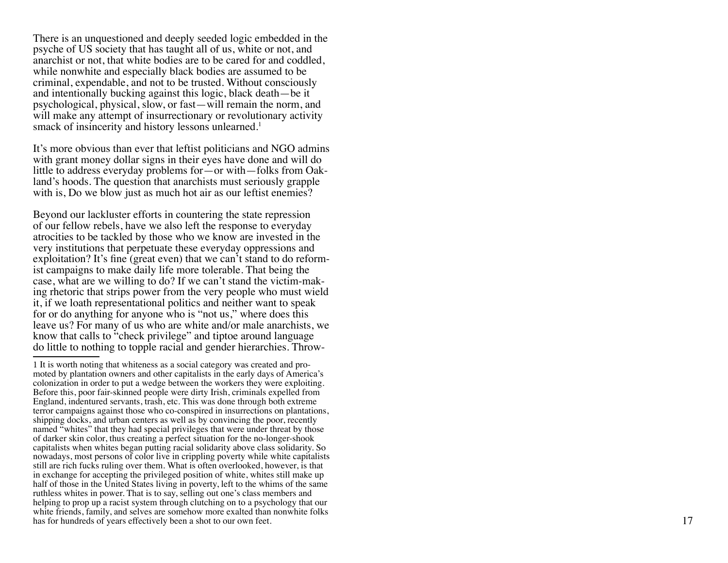There is an unquestioned and deeply seeded logic embedded in the psyche of US society that has taught all of us, white or not, and anarchist or not, that white bodies are to be cared for and coddled, while nonwhite and especially black bodies are assumed to be criminal, expendable, and not to be trusted. Without consciously and intentionally bucking against this logic, black death—be it psychological, physical, slow, or fast—will remain the norm, and will make any attempt of insurrectionary or revolutionary activity smack of insincerity and history lessons unlearned.[1]

It's more obvious than ever that leftist politicians and NGO admins with grant money dollar signs in their eyes have done and will do little to address everyday problems for—or with—folks from Oakland's hoods. The question that anarchists must seriously grapple with is, Do we blow just as much hot air as our leftist enemies?

Beyond our lackluster efforts in countering the state repression of our fellow rebels, have we also left the response to everyday atrocities to be tackled by those who we know are invested in the very institutions that perpetuate these everyday oppressions and exploitation? It's fine (great even) that we can't stand to do reformist campaigns to make daily life more tolerable. That being the case, what are we willing to do? If we can't stand the victim-making rhetoric that strips power from the very people who must wield it, if we loath representational politics and neither want to speak for or do anything for anyone who is "not us," where does this leave us? For many of us who are white and/or male anarchists, we know that calls to "check privilege" and tiptoe around language do little to nothing to topple racial and gender hierarchies. Throw-

---

1 It is worth noting that whiteness as a social category was created and promoted by plantation owners and other capitalists in the early days of America's colonization in order to put a wedge between the workers they were exploiting. Before this, poor fair-skinned people were dirty Irish, criminals expelled from England, indentured servants, trash, etc. This was done through both extreme terror campaigns against those who co-conspired in insurrections on plantations, shipping docks, and urban centers as well as by convincing the poor, recently named "whites" that they had special privileges that were under threat by those of darker skin color, thus creating a perfect situation for the no-longer-shook capitalists when whites began putting racial solidarity above class solidarity. So nowadays, most persons of color live in crippling poverty while white capitalists still are rich fucks ruling over them. What is often overlooked, however, is that in exchange for accepting the privileged position of white, whites still make up half of those in the United States living in poverty, left to the whims of the same ruthless whites in power. That is to say, selling out one's class members and helping to prop up a racist system through clutching on to a psychology that our white friends, family, and selves are somehow more exalted than nonwhite folks has for hundreds of years effectively been a shot to our own feet.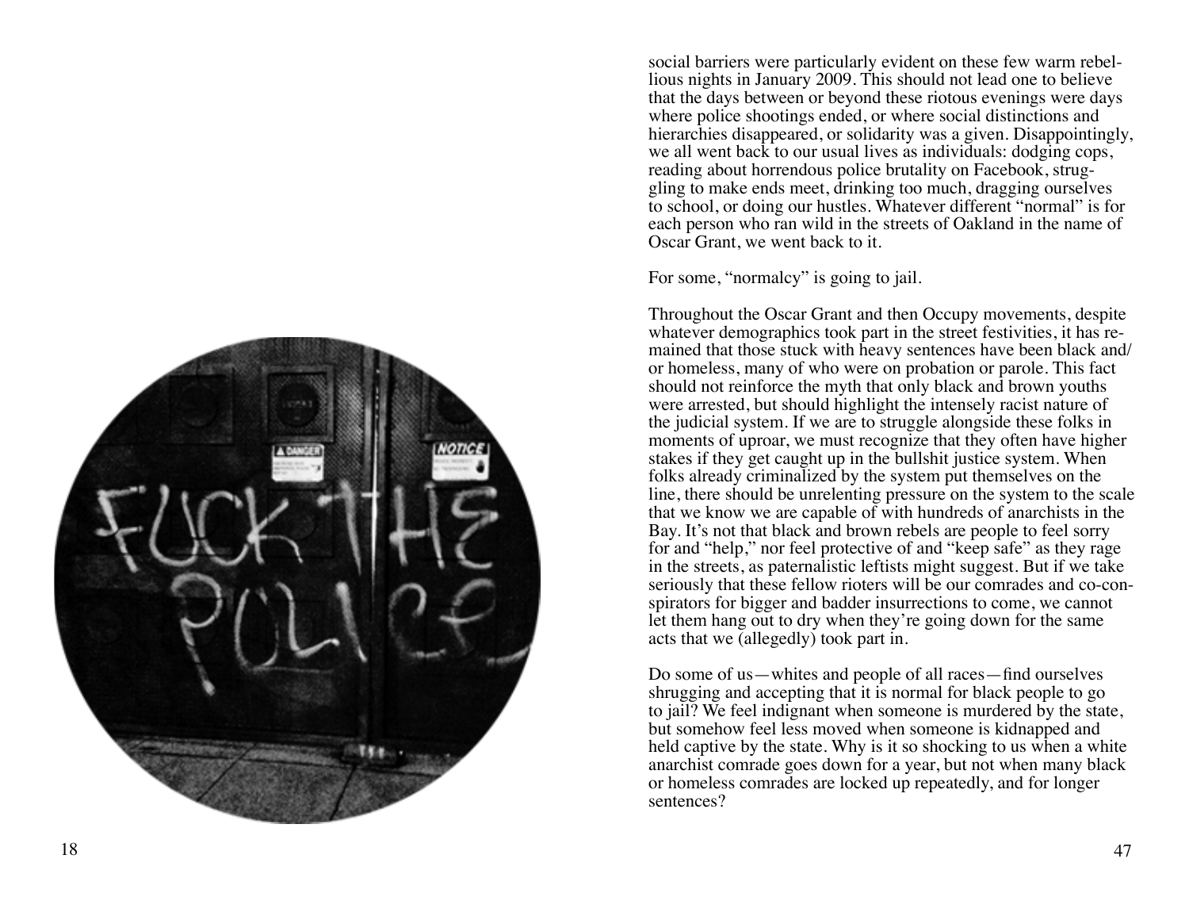social barriers were particularly evident on these few warm rebellious nights in January 2009. This should not lead one to believe that the days between or beyond these riotous evenings were days where police shootings ended, or where social distinctions and hierarchies disappeared, or solidarity was a given. Disappointingly, we all went back to our usual lives as individuals: dodging cops, reading about horrendous police brutality on Facebook, struggling to make ends meet, drinking too much, dragging ourselves to school, or doing our hustles. Whatever different "normal" is for each person who ran wild in the streets of Oakland in the name of Oscar Grant, we went back to it.

For some, "normalcy" is going to jail.

Throughout the Oscar Grant and then Occupy movements, despite whatever demographics took part in the street festivities, it has remained that those stuck with heavy sentences have been black and/or homeless, many of who were on probation or parole. This fact should not reinforce the myth that only black and brown youths were arrested, but should highlight the intensely racist nature of the judicial system. If we are to struggle alongside these folks in moments of uproar, we must recognize that they often have higher stakes if they get caught up in the bullshit justice system. When folks already criminalized by the system put themselves on the line, there should be unrelenting pressure on the system to the scale that we know we are capable of with hundreds of anarchists in the Bay. It's not that black and brown rebels are people to feel sorry for and "help," nor feel protective of and "keep safe" as they rage in the streets, as paternalistic leftists might suggest. But if we take seriously that these fellow rioters will be our comrades and co-conspirators for bigger and badder insurrections to come, we cannot let them hang out to dry when they're going down for the same acts that we (allegedly) took part in.

Do some of us—whites and people of all races—find ourselves shrugging and accepting that it is normal for black people to go to jail? We feel indignant when someone is murdered by the state, but somehow feel less moved when someone is kidnapped and held captive by the state. Why is it so shocking to us when a white anarchist comrade goes down for a year, but not when many black or homeless comrades are locked up repeatedly, and for longer sentences?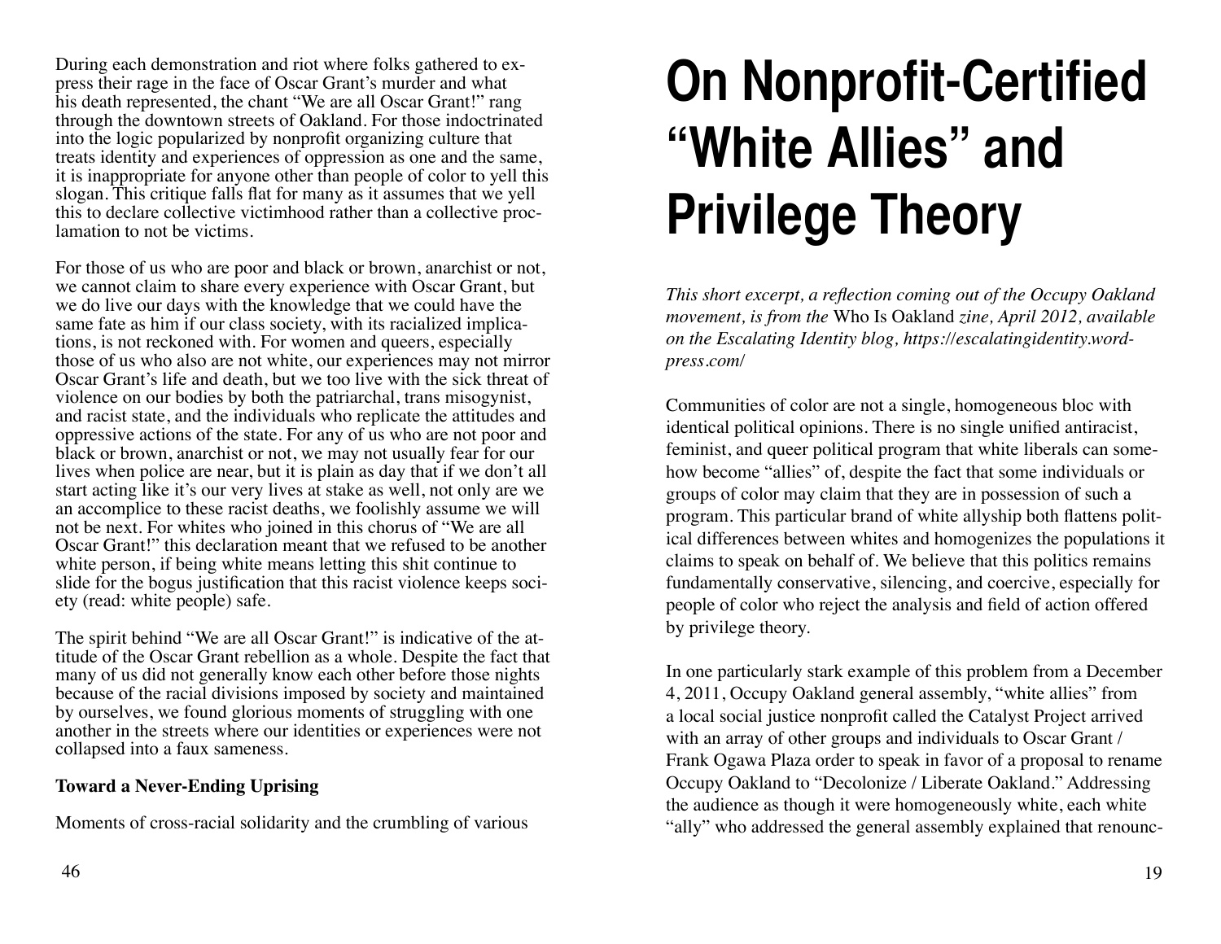During each demonstration and riot where folks gathered to express their rage in the face of Oscar Grant's murder and what his death represented, the chant "We are all Oscar Grant!" rang through the downtown streets of Oakland. For those indoctrinated into the logic popularized by nonprofit organizing culture that treats identity and experiences of oppression as one and the same, it is inappropriate for anyone other than people of color to yell this slogan. This critique falls flat for many as it assumes that we yell this to declare collective victimhood rather than a collective proclamation to not be victims.

For those of us who are poor and black or brown, anarchist or not, we cannot claim to share every experience with Oscar Grant, but we do live our days with the knowledge that we could have the same fate as him if our class society, with its racialized implications, is not reckoned with. For women and queers, especially those of us who also are not white, our experiences may not mirror Oscar Grant's life and death, but we too live with the sick threat of violence on our bodies by both the patriarchal, trans misogynist, and racist state, and the individuals who replicate the attitudes and oppressive actions of the state. For any of us who are not poor and black or brown, anarchist or not, we may not usually fear for our lives when police are near, but it is plain as day that if we don't all start acting like it's our very lives at stake as well, not only are we an accomplice to these racist deaths, we foolishly assume we will not be next. For whites who joined in this chorus of "We are all Oscar Grant!" this declaration meant that we refused to be another white person, if being white means letting this shit continue to slide for the bogus justification that this racist violence keeps society (read: white people) safe.

The spirit behind "We are all Oscar Grant!" is indicative of the attitude of the Oscar Grant rebellion as a whole. Despite the fact that many of us did not generally know each other before those nights because of the racial divisions imposed by society and maintained by ourselves, we found glorious moments of struggling with one another in the streets where our identities or experiences were not collapsed into a faux sameness.

**Toward a Never-Ending Uprising**

Moments of cross-racial solidarity and the crumbling of various

# On Nonprofit-Certified "White Allies" and Privilege Theory

*This short excerpt, a reflection coming out of the Occupy Oakland movement, is from the* Who Is Oakland *zine, April 2012, available on the Escalating Identity blog, https://escalatingidentity.wordpress.com/*

Communities of color are not a single, homogeneous bloc with identical political opinions. There is no single unified antiracist, feminist, and queer political program that white liberals can somehow become "allies" of, despite the fact that some individuals or groups of color may claim that they are in possession of such a program. This particular brand of white allyship both flattens political differences between whites and homogenizes the populations it claims to speak on behalf of. We believe that this politics remains fundamentally conservative, silencing, and coercive, especially for people of color who reject the analysis and field of action offered by privilege theory.

In one particularly stark example of this problem from a December 4, 2011, Occupy Oakland general assembly, "white allies" from a local social justice nonprofit called the Catalyst Project arrived with an array of other groups and individuals to Oscar Grant / Frank Ogawa Plaza order to speak in favor of a proposal to rename Occupy Oakland to "Decolonize / Liberate Oakland." Addressing the audience as though it were homogeneously white, each white "ally" who addressed the general assembly explained that renounc-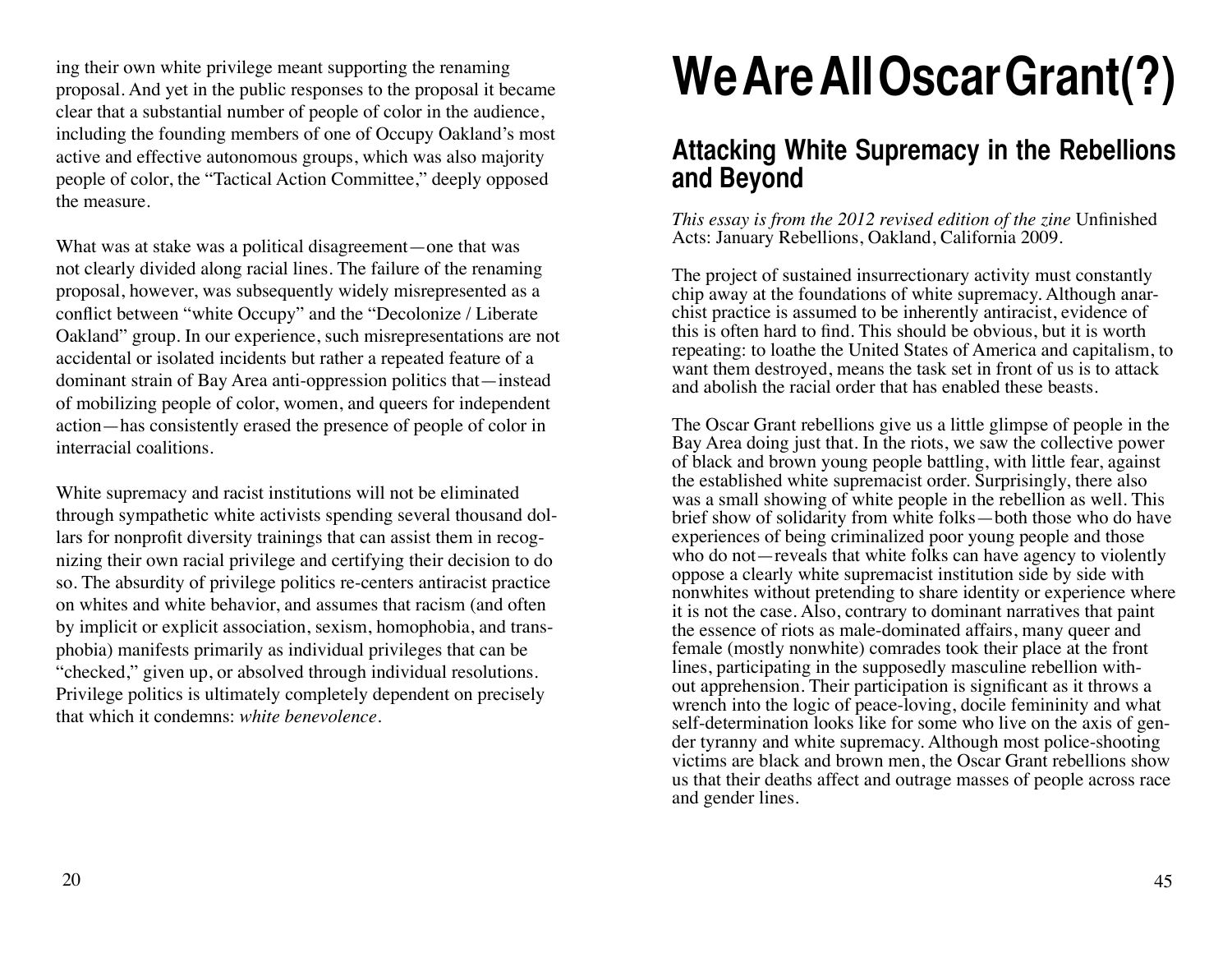ing their own white privilege meant supporting the renaming proposal. And yet in the public responses to the proposal it became clear that a substantial number of people of color in the audience, including the founding members of one of Occupy Oakland's most active and effective autonomous groups, which was also majority people of color, the "Tactical Action Committee," deeply opposed the measure.

What was at stake was a political disagreement—one that was not clearly divided along racial lines. The failure of the renaming proposal, however, was subsequently widely misrepresented as a conflict between "white Occupy" and the "Decolonize / Liberate Oakland" group. In our experience, such misrepresentations are not accidental or isolated incidents but rather a repeated feature of a dominant strain of Bay Area anti-oppression politics that—instead of mobilizing people of color, women, and queers for independent action—has consistently erased the presence of people of color in interracial coalitions.

White supremacy and racist institutions will not be eliminated through sympathetic white activists spending several thousand dollars for nonprofit diversity trainings that can assist them in recognizing their own racial privilege and certifying their decision to do so. The absurdity of privilege politics re-centers antiracist practice on whites and white behavior, and assumes that racism (and often by implicit or explicit association, sexism, homophobia, and transphobia) manifests primarily as individual privileges that can be "checked," given up, or absolved through individual resolutions. Privilege politics is ultimately completely dependent on precisely that which it condemns: *white benevolence*.

# We Are All Oscar Grant(?)

## Attacking White Supremacy in the Rebellions and Beyond

*This essay is from the 2012 revised edition of the zine* Unfinished Acts: January Rebellions, Oakland, California 2009.

The project of sustained insurrectionary activity must constantly chip away at the foundations of white supremacy. Although anarchist practice is assumed to be inherently antiracist, evidence of this is often hard to find. This should be obvious, but it is worth repeating: to loathe the United States of America and capitalism, to want them destroyed, means the task set in front of us is to attack and abolish the racial order that has enabled these beasts.

The Oscar Grant rebellions give us a little glimpse of people in the Bay Area doing just that. In the riots, we saw the collective power of black and brown young people battling, with little fear, against the established white supremacist order. Surprisingly, there also was a small showing of white people in the rebellion as well. This brief show of solidarity from white folks—both those who do have experiences of being criminalized poor young people and those who do not—reveals that white folks can have agency to violently oppose a clearly white supremacist institution side by side with nonwhites without pretending to share identity or experience where it is not the case. Also, contrary to dominant narratives that paint the essence of riots as male-dominated affairs, many queer and female (mostly nonwhite) comrades took their place at the front lines, participating in the supposedly masculine rebellion without apprehension. Their participation is significant as it throws a wrench into the logic of peace-loving, docile femininity and what self-determination looks like for some who live on the axis of gender tyranny and white supremacy. Although most police-shooting victims are black and brown men, the Oscar Grant rebellions show us that their deaths affect and outrage masses of people across race and gender lines.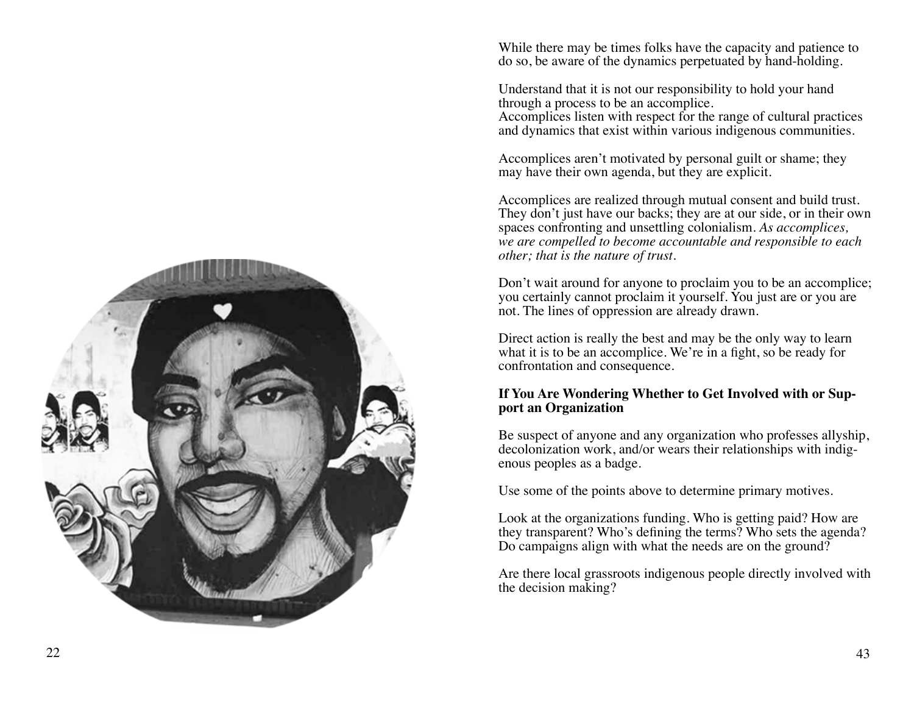While there may be times folks have the capacity and patience to do so, be aware of the dynamics perpetuated by hand-holding.

Understand that it is not our responsibility to hold your hand through a process to be an accomplice.
Accomplices listen with respect for the range of cultural practices and dynamics that exist within various indigenous communities.

Accomplices aren't motivated by personal guilt or shame; they may have their own agenda, but they are explicit.

Accomplices are realized through mutual consent and build trust. They don't just have our backs; they are at our side, or in their own spaces confronting and unsettling colonialism. *As accomplices, we are compelled to become accountable and responsible to each other; that is the nature of trust.*

Don't wait around for anyone to proclaim you to be an accomplice; you certainly cannot proclaim it yourself. You just are or you are not. The lines of oppression are already drawn.

Direct action is really the best and may be the only way to learn what it is to be an accomplice. We're in a fight, so be ready for confrontation and consequence.

**If You Are Wondering Whether to Get Involved with or Support an Organization**

Be suspect of anyone and any organization who professes allyship, decolonization work, and/or wears their relationships with indigenous peoples as a badge.

Use some of the points above to determine primary motives.

Look at the organizations funding. Who is getting paid? How are they transparent? Who's defining the terms? Who sets the agenda? Do campaigns align with what the needs are on the ground?

Are there local grassroots indigenous people directly involved with the decision making?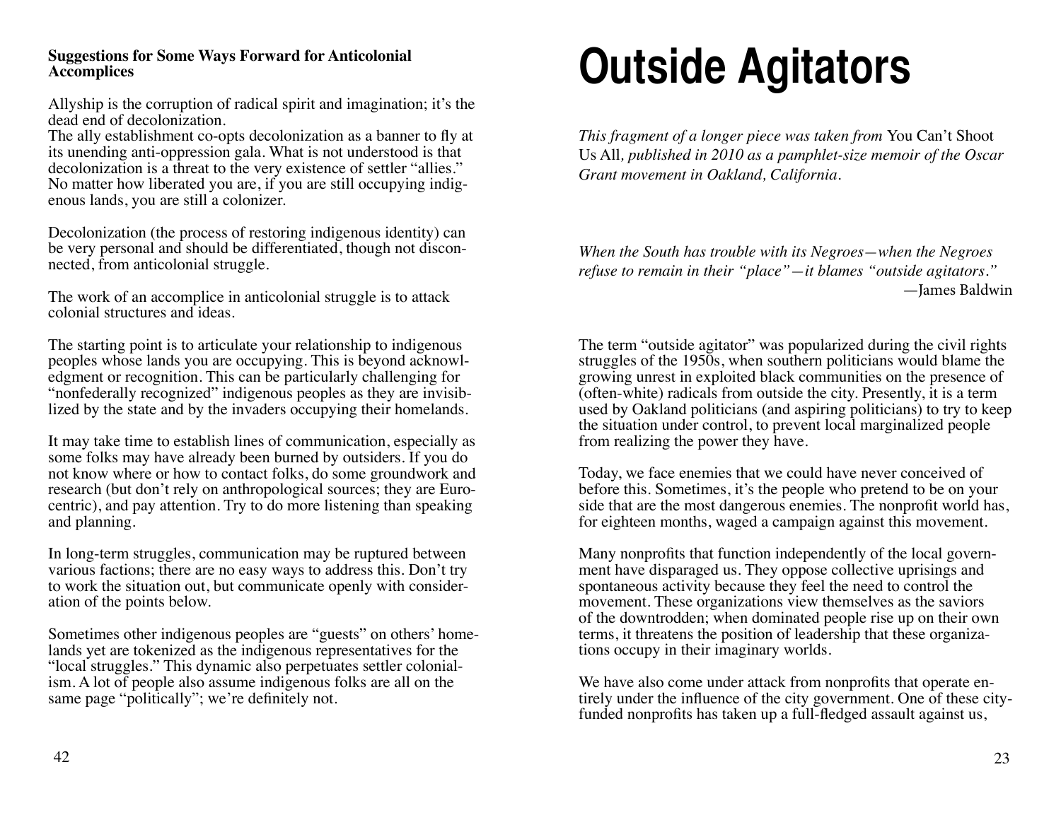### Suggestions for Some Ways Forward for Anticolonial Accomplices

Allyship is the corruption of radical spirit and imagination; it's the dead end of decolonization.
The ally establishment co-opts decolonization as a banner to fly at its unending anti-oppression gala. What is not understood is that decolonization is a threat to the very existence of settler "allies." No matter how liberated you are, if you are still occupying indigenous lands, you are still a colonizer.

Decolonization (the process of restoring indigenous identity) can be very personal and should be differentiated, though not disconnected, from anticolonial struggle.

The work of an accomplice in anticolonial struggle is to attack colonial structures and ideas.

The starting point is to articulate your relationship to indigenous peoples whose lands you are occupying. This is beyond acknowledgment or recognition. This can be particularly challenging for "nonfederally recognized" indigenous peoples as they are invisiblized by the state and by the invaders occupying their homelands.

It may take time to establish lines of communication, especially as some folks may have already been burned by outsiders. If you do not know where or how to contact folks, do some groundwork and research (but don't rely on anthropological sources; they are Eurocentric), and pay attention. Try to do more listening than speaking and planning.

In long-term struggles, communication may be ruptured between various factions; there are no easy ways to address this. Don't try to work the situation out, but communicate openly with consideration of the points below.

Sometimes other indigenous peoples are "guests" on others' homelands yet are tokenized as the indigenous representatives for the "local struggles." This dynamic also perpetuates settler colonialism. A lot of people also assume indigenous folks are all on the same page "politically"; we're definitely not.

# Outside Agitators

*This fragment of a longer piece was taken from* You Can't Shoot Us All*, published in 2010 as a pamphlet-size memoir of the Oscar Grant movement in Oakland, California.*

*When the South has trouble with its Negroes—when the Negroes refuse to remain in their "place"—it blames "outside agitators."*
—James Baldwin

The term "outside agitator" was popularized during the civil rights struggles of the 1950s, when southern politicians would blame the growing unrest in exploited black communities on the presence of (often-white) radicals from outside the city. Presently, it is a term used by Oakland politicians (and aspiring politicians) to try to keep the situation under control, to prevent local marginalized people from realizing the power they have.

Today, we face enemies that we could have never conceived of before this. Sometimes, it's the people who pretend to be on your side that are the most dangerous enemies. The nonprofit world has, for eighteen months, waged a campaign against this movement.

Many nonprofits that function independently of the local government have disparaged us. They oppose collective uprisings and spontaneous activity because they feel the need to control the movement. These organizations view themselves as the saviors of the downtrodden; when dominated people rise up on their own terms, it threatens the position of leadership that these organizations occupy in their imaginary worlds.

We have also come under attack from nonprofits that operate entirely under the influence of the city government. One of these city-funded nonprofits has taken up a full-fledged assault against us,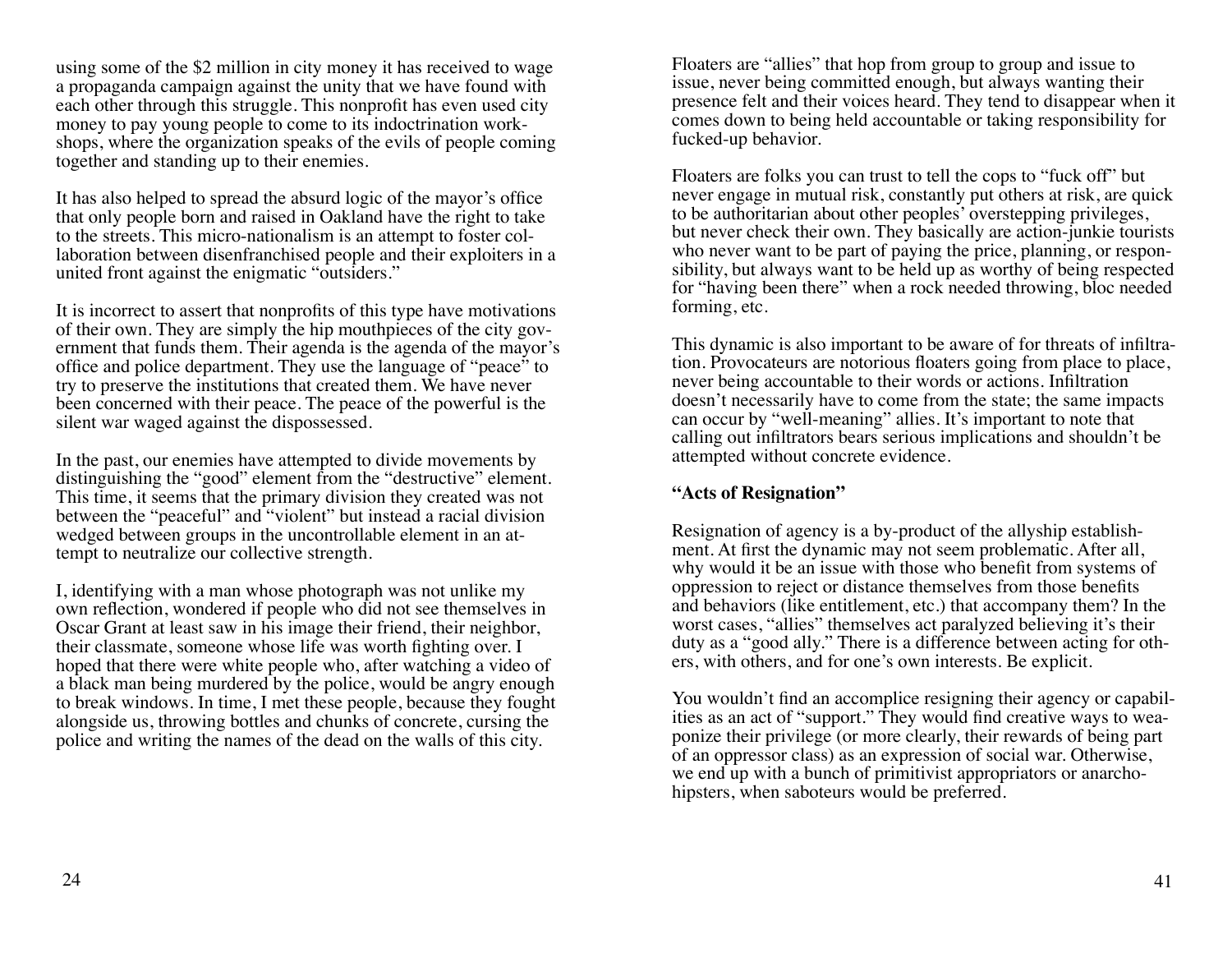using some of the $2 million in city money it has received to wage a propaganda campaign against the unity that we have found with each other through this struggle. This nonprofit has even used city money to pay young people to come to its indoctrination workshops, where the organization speaks of the evils of people coming together and standing up to their enemies.

It has also helped to spread the absurd logic of the mayor's office that only people born and raised in Oakland have the right to take to the streets. This micro-nationalism is an attempt to foster collaboration between disenfranchised people and their exploiters in a united front against the enigmatic "outsiders."

It is incorrect to assert that nonprofits of this type have motivations of their own. They are simply the hip mouthpieces of the city government that funds them. Their agenda is the agenda of the mayor's office and police department. They use the language of "peace" to try to preserve the institutions that created them. We have never been concerned with their peace. The peace of the powerful is the silent war waged against the dispossessed.

In the past, our enemies have attempted to divide movements by distinguishing the "good" element from the "destructive" element. This time, it seems that the primary division they created was not between the "peaceful" and "violent" but instead a racial division wedged between groups in the uncontrollable element in an attempt to neutralize our collective strength.

I, identifying with a man whose photograph was not unlike my own reflection, wondered if people who did not see themselves in Oscar Grant at least saw in his image their friend, their neighbor, their classmate, someone whose life was worth fighting over. I hoped that there were white people who, after watching a video of a black man being murdered by the police, would be angry enough to break windows. In time, I met these people, because they fought alongside us, throwing bottles and chunks of concrete, cursing the police and writing the names of the dead on the walls of this city.

Floaters are "allies" that hop from group to group and issue to issue, never being committed enough, but always wanting their presence felt and their voices heard. They tend to disappear when it comes down to being held accountable or taking responsibility for fucked-up behavior.

Floaters are folks you can trust to tell the cops to "fuck off" but never engage in mutual risk, constantly put others at risk, are quick to be authoritarian about other peoples' overstepping privileges, but never check their own. They basically are action-junkie tourists who never want to be part of paying the price, planning, or responsibility, but always want to be held up as worthy of being respected for "having been there" when a rock needed throwing, bloc needed forming, etc.

This dynamic is also important to be aware of for threats of infiltration. Provocateurs are notorious floaters going from place to place, never being accountable to their words or actions. Infiltration doesn't necessarily have to come from the state; the same impacts can occur by "well-meaning" allies. It's important to note that calling out infiltrators bears serious implications and shouldn't be attempted without concrete evidence.

**"Acts of Resignation"**

Resignation of agency is a by-product of the allyship establishment. At first the dynamic may not seem problematic. After all, why would it be an issue with those who benefit from systems of oppression to reject or distance themselves from those benefits and behaviors (like entitlement, etc.) that accompany them? In the worst cases, "allies" themselves act paralyzed believing it's their duty as a "good ally." There is a difference between acting for others, with others, and for one's own interests. Be explicit.

You wouldn't find an accomplice resigning their agency or capabilities as an act of "support." They would find creative ways to weaponize their privilege (or more clearly, their rewards of being part of an oppressor class) as an expression of social war. Otherwise, we end up with a bunch of primitivist appropriators or anarcho-hipsters, when saboteurs would be preferred.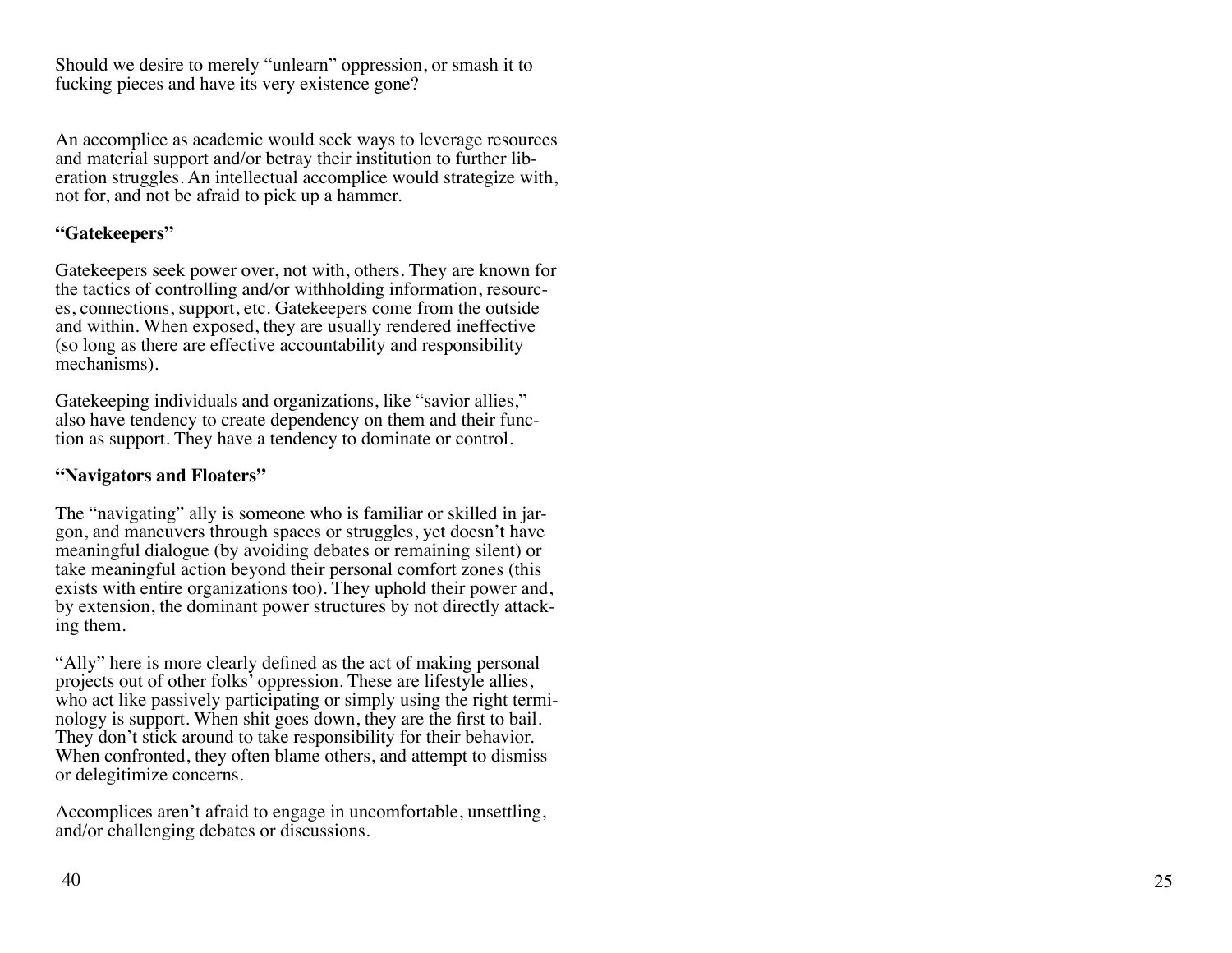Should we desire to merely "unlearn" oppression, or smash it to fucking pieces and have its very existence gone?

An accomplice as academic would seek ways to leverage resources and material support and/or betray their institution to further liberation struggles. An intellectual accomplice would strategize with, not for, and not be afraid to pick up a hammer.

**"Gatekeepers"**

Gatekeepers seek power over, not with, others. They are known for the tactics of controlling and/or withholding information, resources, connections, support, etc. Gatekeepers come from the outside and within. When exposed, they are usually rendered ineffective (so long as there are effective accountability and responsibility mechanisms).

Gatekeeping individuals and organizations, like "savior allies," also have tendency to create dependency on them and their function as support. They have a tendency to dominate or control.

**"Navigators and Floaters"**

The "navigating" ally is someone who is familiar or skilled in jargon, and maneuvers through spaces or struggles, yet doesn't have meaningful dialogue (by avoiding debates or remaining silent) or take meaningful action beyond their personal comfort zones (this exists with entire organizations too). They uphold their power and, by extension, the dominant power structures by not directly attacking them.

"Ally" here is more clearly defined as the act of making personal projects out of other folks' oppression. These are lifestyle allies, who act like passively participating or simply using the right terminology is support. When shit goes down, they are the first to bail. They don't stick around to take responsibility for their behavior. When confronted, they often blame others, and attempt to dismiss or delegitimize concerns.

Accomplices aren't afraid to engage in uncomfortable, unsettling, and/or challenging debates or discussions.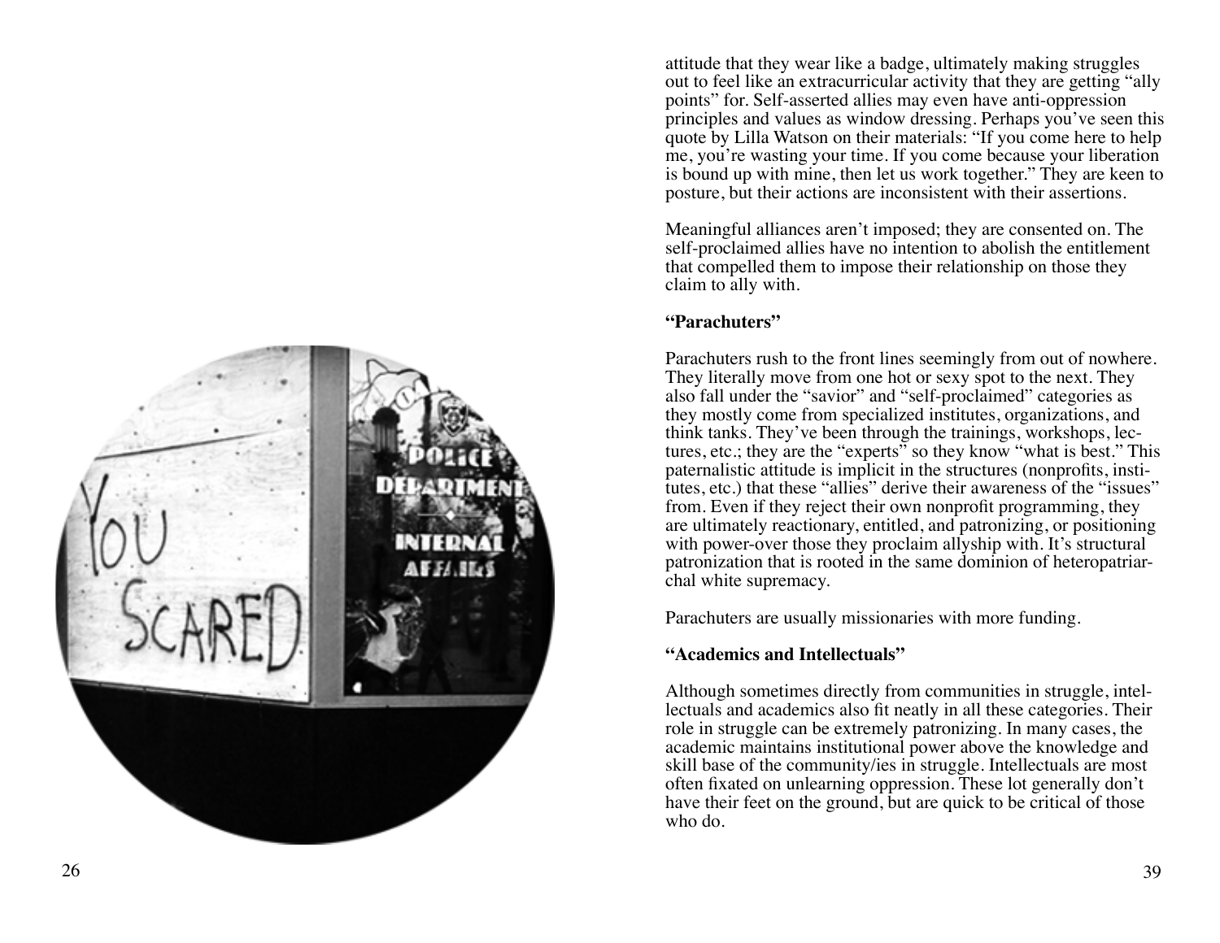attitude that they wear like a badge, ultimately making struggles out to feel like an extracurricular activity that they are getting "ally points" for. Self-asserted allies may even have anti-oppression principles and values as window dressing. Perhaps you've seen this quote by Lilla Watson on their materials: "If you come here to help me, you're wasting your time. If you come because your liberation is bound up with mine, then let us work together." They are keen to posture, but their actions are inconsistent with their assertions.

Meaningful alliances aren't imposed; they are consented on. The self-proclaimed allies have no intention to abolish the entitlement that compelled them to impose their relationship on those they claim to ally with.

**"Parachuters"**

Parachuters rush to the front lines seemingly from out of nowhere. They literally move from one hot or sexy spot to the next. They also fall under the "savior" and "self-proclaimed" categories as they mostly come from specialized institutes, organizations, and think tanks. They've been through the trainings, workshops, lectures, etc.; they are the "experts" so they know "what is best." This paternalistic attitude is implicit in the structures (nonprofits, institutes, etc.) that these "allies" derive their awareness of the "issues" from. Even if they reject their own nonprofit programming, they are ultimately reactionary, entitled, and patronizing, or positioning with power-over those they proclaim allyship with. It's structural patronization that is rooted in the same dominion of heteropatriarchal white supremacy.

Parachuters are usually missionaries with more funding.

**"Academics and Intellectuals"**

Although sometimes directly from communities in struggle, intellectuals and academics also fit neatly in all these categories. Their role in struggle can be extremely patronizing. In many cases, the academic maintains institutional power above the knowledge and skill base of the community/ies in struggle. Intellectuals are most often fixated on unlearning oppression. These lot generally don't have their feet on the ground, but are quick to be critical of those who do.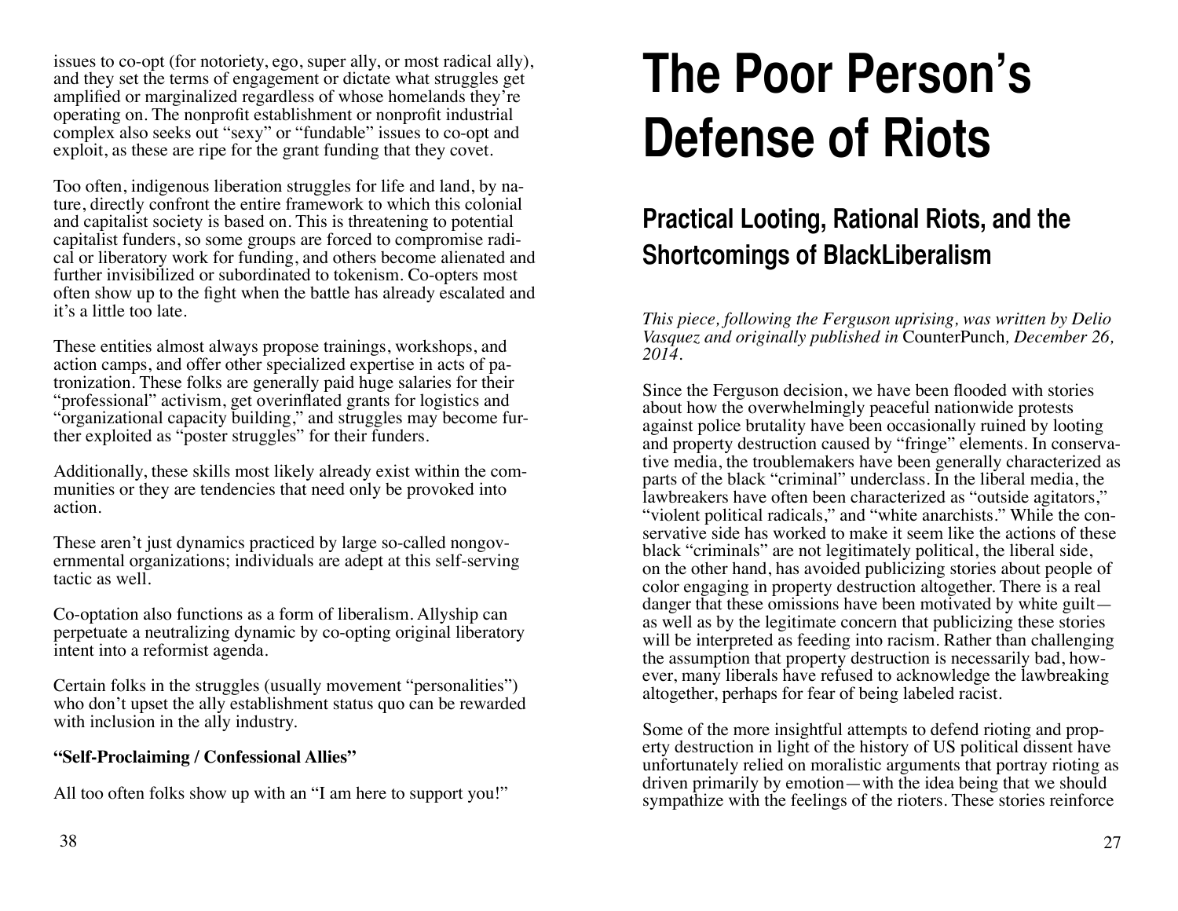issues to co-opt (for notoriety, ego, super ally, or most radical ally), and they set the terms of engagement or dictate what struggles get amplified or marginalized regardless of whose homelands they're operating on. The nonprofit establishment or nonprofit industrial complex also seeks out "sexy" or "fundable" issues to co-opt and exploit, as these are ripe for the grant funding that they covet.

Too often, indigenous liberation struggles for life and land, by nature, directly confront the entire framework to which this colonial and capitalist society is based on. This is threatening to potential capitalist funders, so some groups are forced to compromise radical or liberatory work for funding, and others become alienated and further invisibilized or subordinated to tokenism. Co-opters most often show up to the fight when the battle has already escalated and it's a little too late.

These entities almost always propose trainings, workshops, and action camps, and offer other specialized expertise in acts of patronization. These folks are generally paid huge salaries for their "professional" activism, get overinflated grants for logistics and "organizational capacity building," and struggles may become further exploited as "poster struggles" for their funders.

Additionally, these skills most likely already exist within the communities or they are tendencies that need only be provoked into action.

These aren't just dynamics practiced by large so-called nongovernmental organizations; individuals are adept at this self-serving tactic as well.

Co-optation also functions as a form of liberalism. Allyship can perpetuate a neutralizing dynamic by co-opting original liberatory intent into a reformist agenda.

Certain folks in the struggles (usually movement "personalities") who don't upset the ally establishment status quo can be rewarded with inclusion in the ally industry.

**"Self-Proclaiming / Confessional Allies"**

All too often folks show up with an "I am here to support you!"

# The Poor Person's Defense of Riots

## Practical Looting, Rational Riots, and the Shortcomings of BlackLiberalism

*This piece, following the Ferguson uprising, was written by Delio Vasquez and originally published in* CounterPunch*, December 26, 2014.*

Since the Ferguson decision, we have been flooded with stories about how the overwhelmingly peaceful nationwide protests against police brutality have been occasionally ruined by looting and property destruction caused by "fringe" elements. In conservative media, the troublemakers have been generally characterized as parts of the black "criminal" underclass. In the liberal media, the lawbreakers have often been characterized as "outside agitators," "violent political radicals," and "white anarchists." While the conservative side has worked to make it seem like the actions of these black "criminals" are not legitimately political, the liberal side, on the other hand, has avoided publicizing stories about people of color engaging in property destruction altogether. There is a real danger that these omissions have been motivated by white guilt—as well as by the legitimate concern that publicizing these stories will be interpreted as feeding into racism. Rather than challenging the assumption that property destruction is necessarily bad, however, many liberals have refused to acknowledge the lawbreaking altogether, perhaps for fear of being labeled racist.

Some of the more insightful attempts to defend rioting and property destruction in light of the history of US political dissent have unfortunately relied on moralistic arguments that portray rioting as driven primarily by emotion—with the idea being that we should sympathize with the feelings of the rioters. These stories reinforce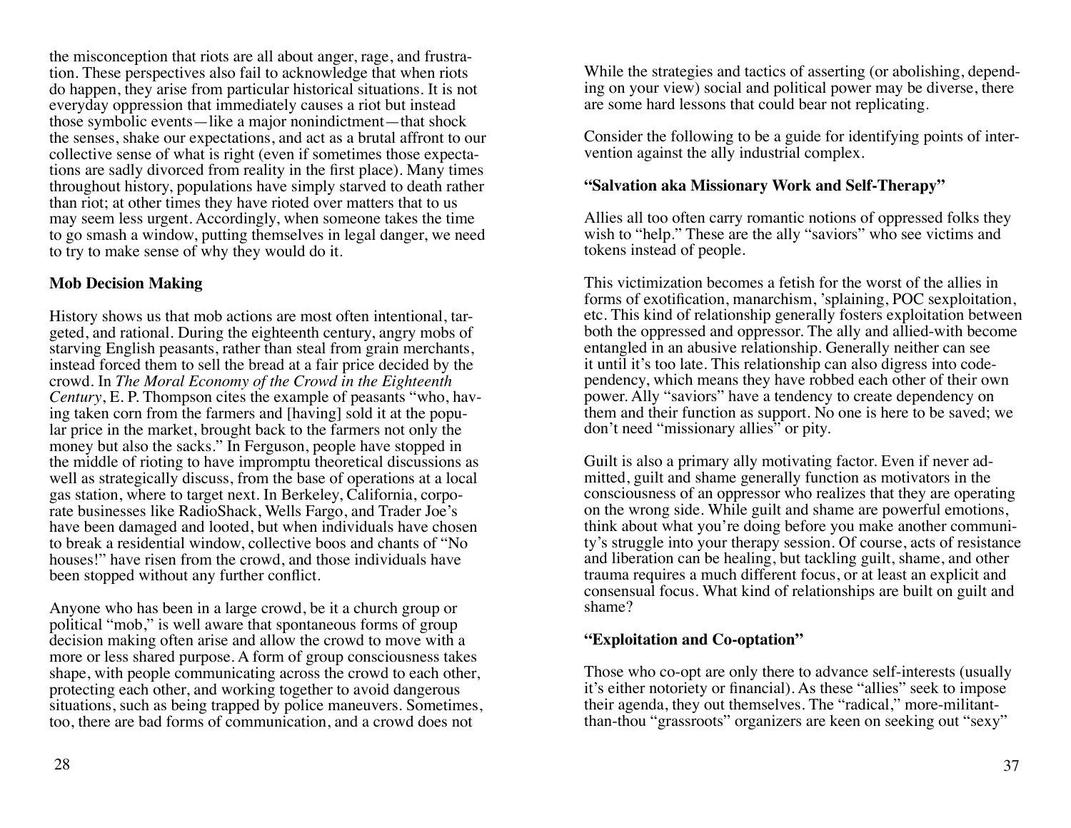the misconception that riots are all about anger, rage, and frustration. These perspectives also fail to acknowledge that when riots do happen, they arise from particular historical situations. It is not everyday oppression that immediately causes a riot but instead those symbolic events—like a major nonindictment—that shock the senses, shake our expectations, and act as a brutal affront to our collective sense of what is right (even if sometimes those expectations are sadly divorced from reality in the first place). Many times throughout history, populations have simply starved to death rather than riot; at other times they have rioted over matters that to us may seem less urgent. Accordingly, when someone takes the time to go smash a window, putting themselves in legal danger, we need to try to make sense of why they would do it.

**Mob Decision Making**

History shows us that mob actions are most often intentional, targeted, and rational. During the eighteenth century, angry mobs of starving English peasants, rather than steal from grain merchants, instead forced them to sell the bread at a fair price decided by the crowd. In *The Moral Economy of the Crowd in the Eighteenth Century*, E. P. Thompson cites the example of peasants "who, having taken corn from the farmers and [having] sold it at the popular price in the market, brought back to the farmers not only the money but also the sacks." In Ferguson, people have stopped in the middle of rioting to have impromptu theoretical discussions as well as strategically discuss, from the base of operations at a local gas station, where to target next. In Berkeley, California, corporate businesses like RadioShack, Wells Fargo, and Trader Joe's have been damaged and looted, but when individuals have chosen to break a residential window, collective boos and chants of "No houses!" have risen from the crowd, and those individuals have been stopped without any further conflict.

Anyone who has been in a large crowd, be it a church group or political "mob," is well aware that spontaneous forms of group decision making often arise and allow the crowd to move with a more or less shared purpose. A form of group consciousness takes shape, with people communicating across the crowd to each other, protecting each other, and working together to avoid dangerous situations, such as being trapped by police maneuvers. Sometimes, too, there are bad forms of communication, and a crowd does not

While the strategies and tactics of asserting (or abolishing, depending on your view) social and political power may be diverse, there are some hard lessons that could bear not replicating.

Consider the following to be a guide for identifying points of intervention against the ally industrial complex.

**"Salvation aka Missionary Work and Self-Therapy"**

Allies all too often carry romantic notions of oppressed folks they wish to "help." These are the ally "saviors" who see victims and tokens instead of people.

This victimization becomes a fetish for the worst of the allies in forms of exotification, manarchism, 'splaining, POC sexploitation, etc. This kind of relationship generally fosters exploitation between both the oppressed and oppressor. The ally and allied-with become entangled in an abusive relationship. Generally neither can see it until it's too late. This relationship can also digress into codependency, which means they have robbed each other of their own power. Ally "saviors" have a tendency to create dependency on them and their function as support. No one is here to be saved; we don't need "missionary allies" or pity.

Guilt is also a primary ally motivating factor. Even if never admitted, guilt and shame generally function as motivators in the consciousness of an oppressor who realizes that they are operating on the wrong side. While guilt and shame are powerful emotions, think about what you're doing before you make another community's struggle into your therapy session. Of course, acts of resistance and liberation can be healing, but tackling guilt, shame, and other trauma requires a much different focus, or at least an explicit and consensual focus. What kind of relationships are built on guilt and shame?

**"Exploitation and Co-optation"**

Those who co-opt are only there to advance self-interests (usually it's either notoriety or financial). As these "allies" seek to impose their agenda, they out themselves. The "radical," more-militant-than-thou "grassroots" organizers are keen on seeking out "sexy"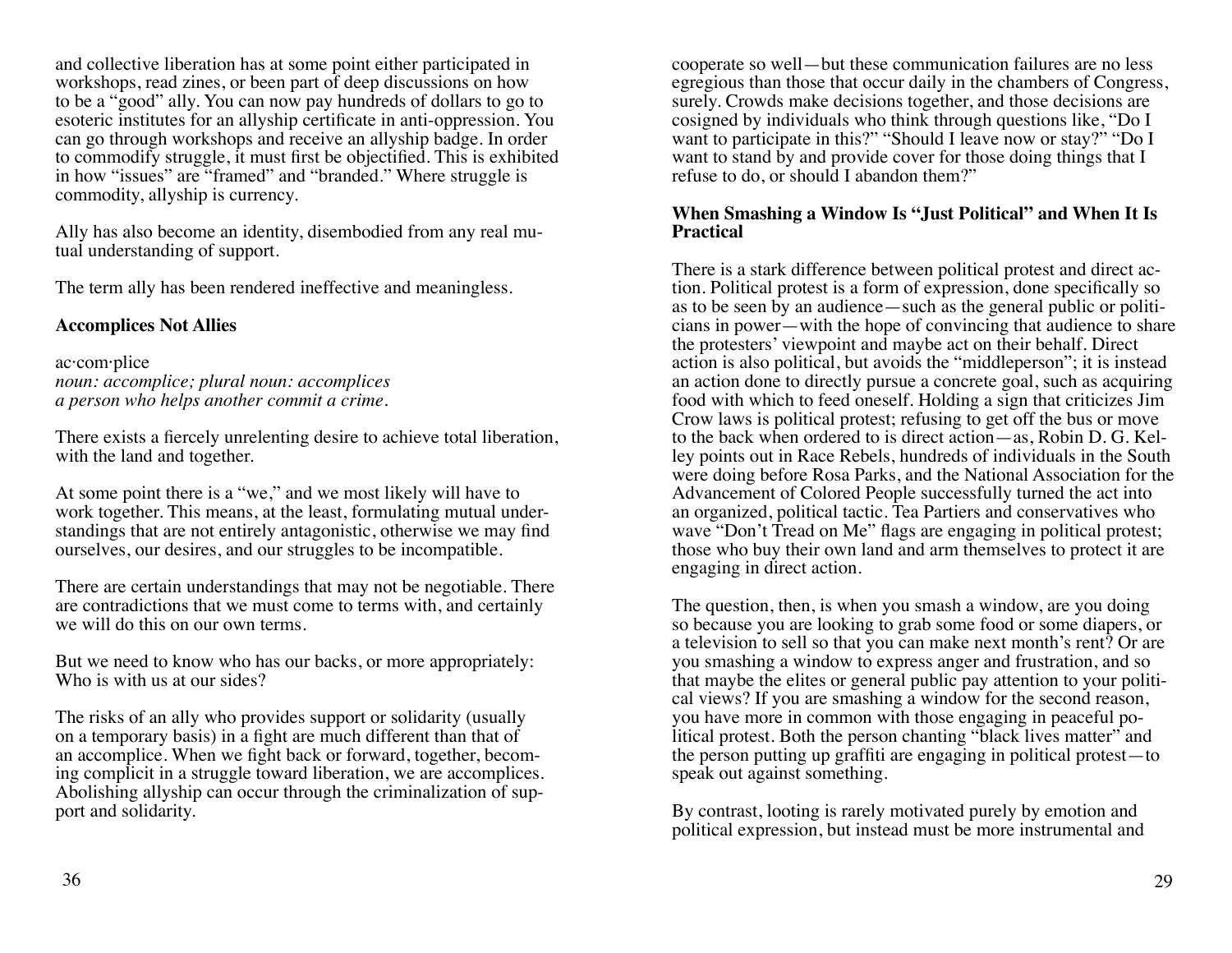and collective liberation has at some point either participated in workshops, read zines, or been part of deep discussions on how to be a "good" ally. You can now pay hundreds of dollars to go to esoteric institutes for an allyship certificate in anti-oppression. You can go through workshops and receive an allyship badge. In order to commodify struggle, it must first be objectified. This is exhibited in how "issues" are "framed" and "branded." Where struggle is commodity, allyship is currency.

Ally has also become an identity, disembodied from any real mutual understanding of support.

The term ally has been rendered ineffective and meaningless.

**Accomplices Not Allies**

ac·com·plice
*noun: accomplice; plural noun: accomplices*
*a person who helps another commit a crime.*

There exists a fiercely unrelenting desire to achieve total liberation, with the land and together.

At some point there is a "we," and we most likely will have to work together. This means, at the least, formulating mutual understandings that are not entirely antagonistic, otherwise we may find ourselves, our desires, and our struggles to be incompatible.

There are certain understandings that may not be negotiable. There are contradictions that we must come to terms with, and certainly we will do this on our own terms.

But we need to know who has our backs, or more appropriately: Who is with us at our sides?

The risks of an ally who provides support or solidarity (usually on a temporary basis) in a fight are much different than that of an accomplice. When we fight back or forward, together, becoming complicit in a struggle toward liberation, we are accomplices. Abolishing allyship can occur through the criminalization of support and solidarity.

cooperate so well—but these communication failures are no less egregious than those that occur daily in the chambers of Congress, surely. Crowds make decisions together, and those decisions are cosigned by individuals who think through questions like, "Do I want to participate in this?" "Should I leave now or stay?" "Do I want to stand by and provide cover for those doing things that I refuse to do, or should I abandon them?"

**When Smashing a Window Is "Just Political" and When It Is Practical**

There is a stark difference between political protest and direct action. Political protest is a form of expression, done specifically so as to be seen by an audience—such as the general public or politicians in power—with the hope of convincing that audience to share the protesters' viewpoint and maybe act on their behalf. Direct action is also political, but avoids the "middleperson"; it is instead an action done to directly pursue a concrete goal, such as acquiring food with which to feed oneself. Holding a sign that criticizes Jim Crow laws is political protest; refusing to get off the bus or move to the back when ordered to is direct action—as, Robin D. G. Kelley points out in Race Rebels, hundreds of individuals in the South were doing before Rosa Parks, and the National Association for the Advancement of Colored People successfully turned the act into an organized, political tactic. Tea Partiers and conservatives who wave "Don't Tread on Me" flags are engaging in political protest; those who buy their own land and arm themselves to protect it are engaging in direct action.

The question, then, is when you smash a window, are you doing so because you are looking to grab some food or some diapers, or a television to sell so that you can make next month's rent? Or are you smashing a window to express anger and frustration, and so that maybe the elites or general public pay attention to your political views? If you are smashing a window for the second reason, you have more in common with those engaging in peaceful political protest. Both the person chanting "black lives matter" and the person putting up graffiti are engaging in political protest—to speak out against something.

By contrast, looting is rarely motivated purely by emotion and political expression, but instead must be more instrumental and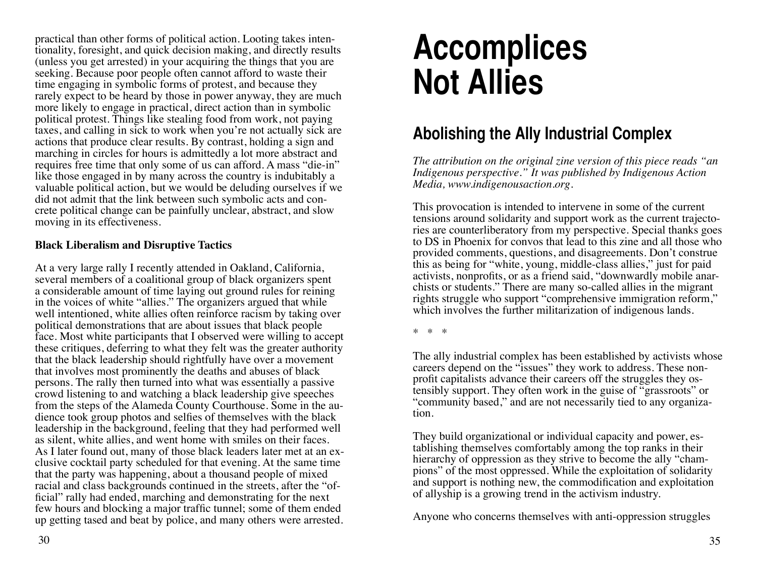practical than other forms of political action. Looting takes intentionality, foresight, and quick decision making, and directly results (unless you get arrested) in your acquiring the things that you are seeking. Because poor people often cannot afford to waste their time engaging in symbolic forms of protest, and because they rarely expect to be heard by those in power anyway, they are much more likely to engage in practical, direct action than in symbolic political protest. Things like stealing food from work, not paying taxes, and calling in sick to work when you're not actually sick are actions that produce clear results. By contrast, holding a sign and marching in circles for hours is admittedly a lot more abstract and requires free time that only some of us can afford. A mass "die-in" like those engaged in by many across the country is indubitably a valuable political action, but we would be deluding ourselves if we did not admit that the link between such symbolic acts and concrete political change can be painfully unclear, abstract, and slow moving in its effectiveness.

**Black Liberalism and Disruptive Tactics**

At a very large rally I recently attended in Oakland, California, several members of a coalitional group of black organizers spent a considerable amount of time laying out ground rules for reining in the voices of white "allies." The organizers argued that while well intentioned, white allies often reinforce racism by taking over political demonstrations that are about issues that black people face. Most white participants that I observed were willing to accept these critiques, deferring to what they felt was the greater authority that the black leadership should rightfully have over a movement that involves most prominently the deaths and abuses of black persons. The rally then turned into what was essentially a passive crowd listening to and watching a black leadership give speeches from the steps of the Alameda County Courthouse. Some in the audience took group photos and selfies of themselves with the black leadership in the background, feeling that they had performed well as silent, white allies, and went home with smiles on their faces. As I later found out, many of those black leaders later met at an exclusive cocktail party scheduled for that evening. At the same time that the party was happening, about a thousand people of mixed racial and class backgrounds continued in the streets, after the "official" rally had ended, marching and demonstrating for the next few hours and blocking a major traffic tunnel; some of them ended up getting tased and beat by police, and many others were arrested.

# Accomplices Not Allies

## Abolishing the Ally Industrial Complex

*The attribution on the original zine version of this piece reads "an Indigenous perspective." It was published by Indigenous Action Media, www.indigenousaction.org.*

This provocation is intended to intervene in some of the current tensions around solidarity and support work as the current trajectories are counterliberatory from my perspective. Special thanks goes to DS in Phoenix for convos that lead to this zine and all those who provided comments, questions, and disagreements. Don't construe this as being for "white, young, middle-class allies," just for paid activists, nonprofits, or as a friend said, "downwardly mobile anarchists or students." There are many so-called allies in the migrant rights struggle who support "comprehensive immigration reform," which involves the further militarization of indigenous lands.

\* \* \*

The ally industrial complex has been established by activists whose careers depend on the "issues" they work to address. These nonprofit capitalists advance their careers off the struggles they ostensibly support. They often work in the guise of "grassroots" or "community based," and are not necessarily tied to any organization.

They build organizational or individual capacity and power, establishing themselves comfortably among the top ranks in their hierarchy of oppression as they strive to become the ally "champions" of the most oppressed. While the exploitation of solidarity and support is nothing new, the commodification and exploitation of allyship is a growing trend in the activism industry.

Anyone who concerns themselves with anti-oppression struggles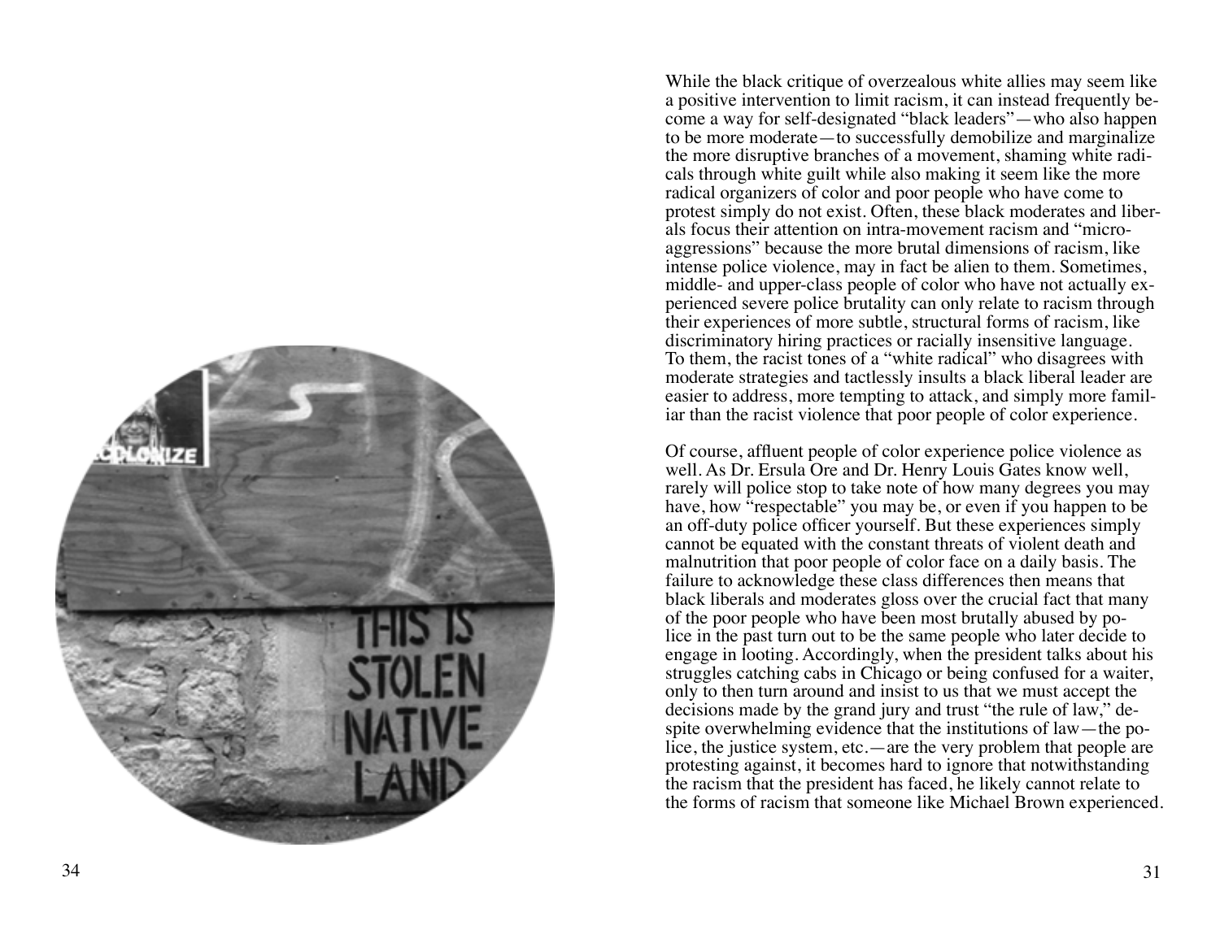While the black critique of overzealous white allies may seem like a positive intervention to limit racism, it can instead frequently become a way for self-designated "black leaders"—who also happen to be more moderate—to successfully demobilize and marginalize the more disruptive branches of a movement, shaming white radicals through white guilt while also making it seem like the more radical organizers of color and poor people who have come to protest simply do not exist. Often, these black moderates and liberals focus their attention on intra-movement racism and "microaggressions" because the more brutal dimensions of racism, like intense police violence, may in fact be alien to them. Sometimes, middle- and upper-class people of color who have not actually experienced severe police brutality can only relate to racism through their experiences of more subtle, structural forms of racism, like discriminatory hiring practices or racially insensitive language. To them, the racist tones of a "white radical" who disagrees with moderate strategies and tactlessly insults a black liberal leader are easier to address, more tempting to attack, and simply more familiar than the racist violence that poor people of color experience.

Of course, affluent people of color experience police violence as well. As Dr. Ersula Ore and Dr. Henry Louis Gates know well, rarely will police stop to take note of how many degrees you may have, how "respectable" you may be, or even if you happen to be an off-duty police officer yourself. But these experiences simply cannot be equated with the constant threats of violent death and malnutrition that poor people of color face on a daily basis. The failure to acknowledge these class differences then means that black liberals and moderates gloss over the crucial fact that many of the poor people who have been most brutally abused by police in the past turn out to be the same people who later decide to engage in looting. Accordingly, when the president talks about his struggles catching cabs in Chicago or being confused for a waiter, only to then turn around and insist to us that we must accept the decisions made by the grand jury and trust "the rule of law," despite overwhelming evidence that the institutions of law—the police, the justice system, etc.—are the very problem that people are protesting against, it becomes hard to ignore that notwithstanding the racism that the president has faced, he likely cannot relate to the forms of racism that someone like Michael Brown experienced.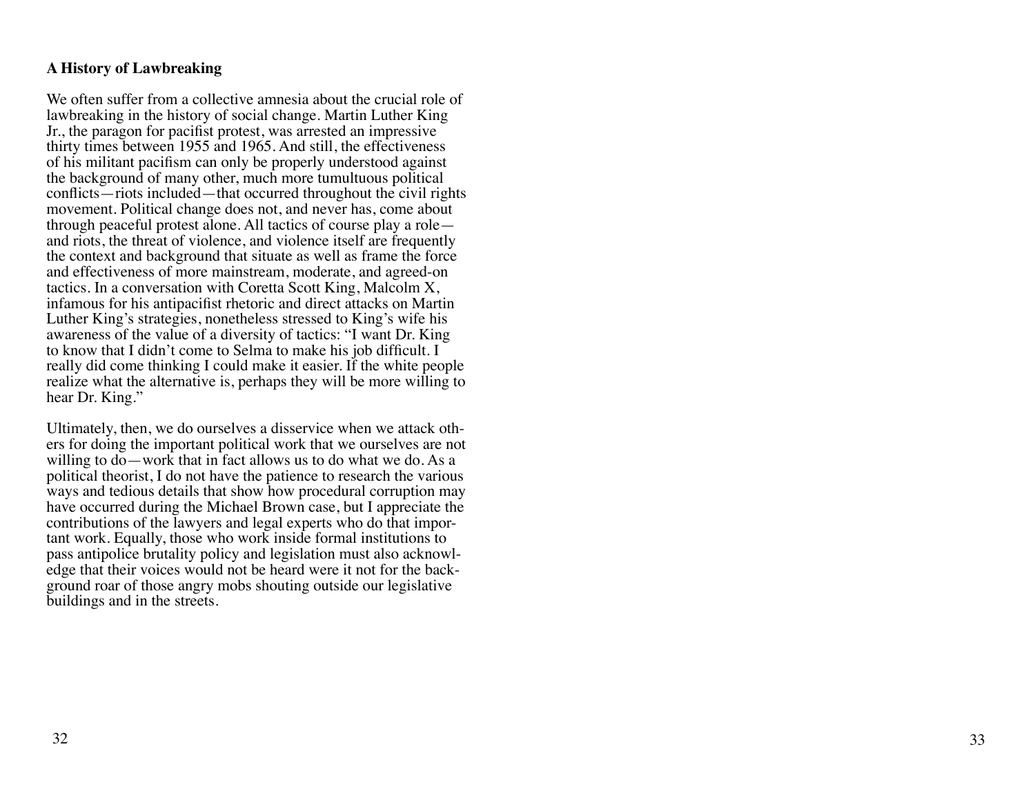**A History of Lawbreaking**

We often suffer from a collective amnesia about the crucial role of lawbreaking in the history of social change. Martin Luther King Jr., the paragon for pacifist protest, was arrested an impressive thirty times between 1955 and 1965. And still, the effectiveness of his militant pacifism can only be properly understood against the background of many other, much more tumultuous political conflicts—riots included—that occurred throughout the civil rights movement. Political change does not, and never has, come about through peaceful protest alone. All tactics of course play a role—and riots, the threat of violence, and violence itself are frequently the context and background that situate as well as frame the force and effectiveness of more mainstream, moderate, and agreed-on tactics. In a conversation with Coretta Scott King, Malcolm X, infamous for his antipacifist rhetoric and direct attacks on Martin Luther King's strategies, nonetheless stressed to King's wife his awareness of the value of a diversity of tactics: "I want Dr. King to know that I didn't come to Selma to make his job difficult. I really did come thinking I could make it easier. If the white people realize what the alternative is, perhaps they will be more willing to hear Dr. King."

Ultimately, then, we do ourselves a disservice when we attack others for doing the important political work that we ourselves are not willing to do—work that in fact allows us to do what we do. As a political theorist, I do not have the patience to research the various ways and tedious details that show how procedural corruption may have occurred during the Michael Brown case, but I appreciate the contributions of the lawyers and legal experts who do that important work. Equally, those who work inside formal institutions to pass antipolice brutality policy and legislation must also acknowledge that their voices would not be heard were it not for the background roar of those angry mobs shouting outside our legislative buildings and in the streets.